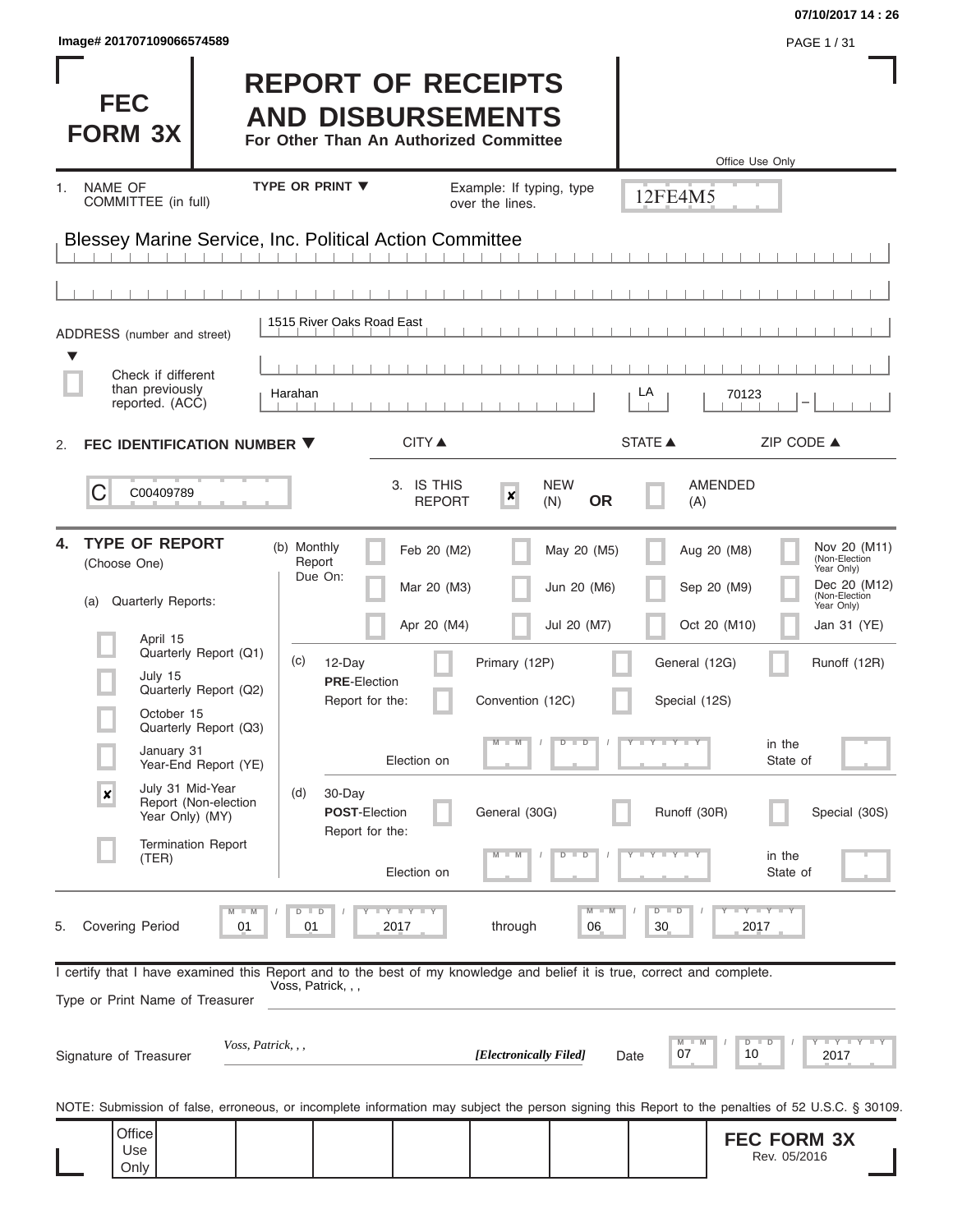Image# 201707109066574589

07/10/2017 14 : 26

# FEC FORM 3X

# REPORT OF RECEIPTS AND DISBURSEMENTS

**For Other Than An Authorized Committee**

Office Use Only

12FE4M5

1. NAME OF COMMITTEE (in full) — TYPE OR PRINT ▼ — Example: If typing, type over the lines.

Blessey Marine Service, Inc. Political Action Committee

ADDRESS (number and street): 1515 River Oaks Road East

☐ Check if different than previously reported. (ACC)

| CITY ▲ | STATE ▲ | ZIP CODE ▲ |
|---|---|---|
| Harahan | LA | 70123 |

2. **FEC IDENTIFICATION NUMBER ▼**

C00409789

3. IS THIS REPORT: ☒ NEW (N) **OR** ☐ AMENDED (A)

4. **TYPE OF REPORT** (Choose One)

(a) Quarterly Reports:

- ☐ April 15 Quarterly Report (Q1)
- ☐ July 15 Quarterly Report (Q2)
- ☐ October 15 Quarterly Report (Q3)
- ☐ January 31 Year-End Report (YE)
- ☒ July 31 Mid-Year Report (Non-election Year Only) (MY)
- ☐ Termination Report (TER)

(b) Monthly Report Due On:

| | | | |
|---|---|---|---|
| ☐ Feb 20 (M2) | ☐ May 20 (M5) | ☐ Aug 20 (M8) | ☐ Nov 20 (M11) (Non-Election Year Only) |
| ☐ Mar 20 (M3) | ☐ Jun 20 (M6) | ☐ Sep 20 (M9) | ☐ Dec 20 (M12) (Non-Election Year Only) |
| ☐ Apr 20 (M4) | ☐ Jul 20 (M7) | ☐ Oct 20 (M10) | ☐ Jan 31 (YE) |

(c) 12-Day **PRE**-Election Report for the: ☐ Primary (12P) ☐ General (12G) ☐ Runoff (12R) ☐ Convention (12C) ☐ Special (12S)

Election on MM / DD / YYYY in the State of

(d) 30-Day **POST**-Election Report for the: ☐ General (30G) ☐ Runoff (30R) ☐ Special (30S)

Election on MM / DD / YYYY in the State of

5. Covering Period 01 / 01 / 2017 through 06 / 30 / 2017

I certify that I have examined this Report and to the best of my knowledge and belief it is true, correct and complete.

Type or Print Name of Treasurer: Voss, Patrick, , ,

Signature of Treasurer: *Voss, Patrick, , ,* ***[Electronically Filed]*** Date 07 / 10 / 2017

NOTE: Submission of false, erroneous, or incomplete information may subject the person signing this Report to the penalties of 52 U.S.C. § 30109.

Office Use Only

**FEC FORM 3X**
Rev. 05/2016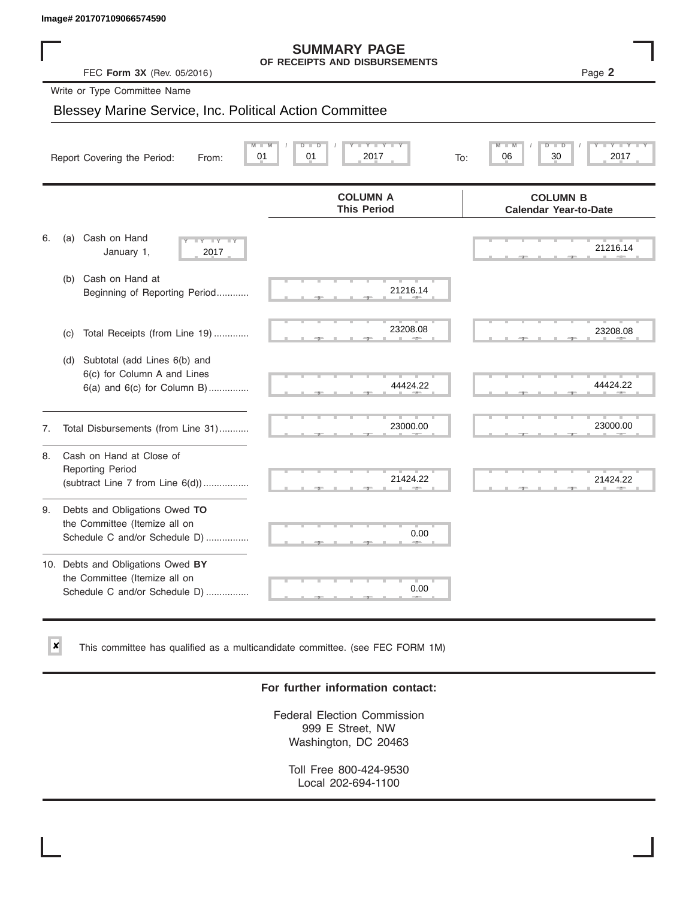Image# 201707109066574590

# SUMMARY PAGE
## OF RECEIPTS AND DISBURSEMENTS

FEC **Form 3X** (Rev. 05/2016)

Write or Type Committee Name

Blessey Marine Service, Inc. Political Action Committee

Report Covering the Period: From: 01 / 01 / 2017 To: 06 / 30 / 2017

| | COLUMN A This Period | COLUMN B Calendar Year-to-Date |
|---|---|---|
| 6. (a) Cash on Hand January 1, 2017 | | 21216.14 |
| (b) Cash on Hand at Beginning of Reporting Period | 21216.14 | |
| (c) Total Receipts (from Line 19) | 23208.08 | 23208.08 |
| (d) Subtotal (add Lines 6(b) and 6(c) for Column A and Lines 6(a) and 6(c) for Column B) | 44424.22 | 44424.22 |
| 7. Total Disbursements (from Line 31) | 23000.00 | 23000.00 |
| 8. Cash on Hand at Close of Reporting Period (subtract Line 7 from Line 6(d)) | 21424.22 | 21424.22 |
| 9. Debts and Obligations Owed **TO** the Committee (Itemize all on Schedule C and/or Schedule D) | 0.00 | |
| 10. Debts and Obligations Owed **BY** the Committee (Itemize all on Schedule C and/or Schedule D) | 0.00 | |

☒ This committee has qualified as a multicandidate committee. (see FEC FORM 1M)

**For further information contact:**

Federal Election Commission
999 E Street, NW
Washington, DC 20463

Toll Free 800-424-9530
Local 202-694-1100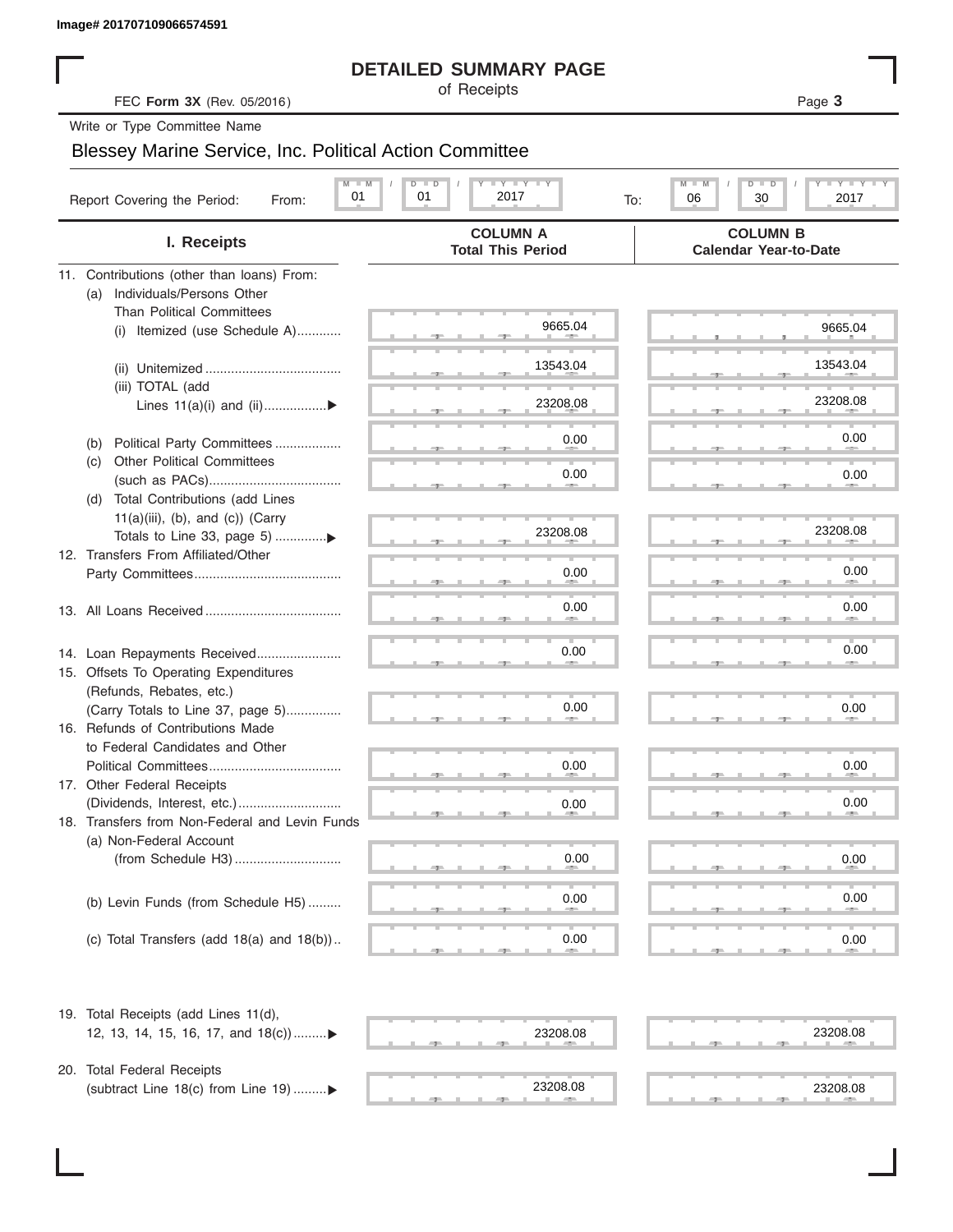Image# 201707109066574591

# DETAILED SUMMARY PAGE

of Receipts

FEC **Form 3X** (Rev. 05/2016)

Write or Type Committee Name

Blessey Marine Service, Inc. Political Action Committee

Report Covering the Period: From: 01 / 01 / 2017 To: 06 / 30 / 2017

| I. Receipts | COLUMN A Total This Period | COLUMN B Calendar Year-to-Date |
|---|---|---|
| 11. Contributions (other than loans) From: | | |
| (a) Individuals/Persons Other Than Political Committees | | |
| (i) Itemized (use Schedule A) | 9665.04 | 9665.04 |
| (ii) Unitemized | 13543.04 | 13543.04 |
| (iii) TOTAL (add Lines 11(a)(i) and (ii)) | 23208.08 | 23208.08 |
| (b) Political Party Committees | 0.00 | 0.00 |
| (c) Other Political Committees (such as PACs) | 0.00 | 0.00 |
| (d) Total Contributions (add Lines 11(a)(iii), (b), and (c)) (Carry Totals to Line 33, page 5) | 23208.08 | 23208.08 |
| 12. Transfers From Affiliated/Other Party Committees | 0.00 | 0.00 |
| 13. All Loans Received | 0.00 | 0.00 |
| 14. Loan Repayments Received | 0.00 | 0.00 |
| 15. Offsets To Operating Expenditures (Refunds, Rebates, etc.) (Carry Totals to Line 37, page 5) | 0.00 | 0.00 |
| 16. Refunds of Contributions Made to Federal Candidates and Other Political Committees | 0.00 | 0.00 |
| 17. Other Federal Receipts (Dividends, Interest, etc.) | 0.00 | 0.00 |
| 18. Transfers from Non-Federal and Levin Funds | | |
| (a) Non-Federal Account (from Schedule H3) | 0.00 | 0.00 |
| (b) Levin Funds (from Schedule H5) | 0.00 | 0.00 |
| (c) Total Transfers (add 18(a) and 18(b)) | 0.00 | 0.00 |
| 19. Total Receipts (add Lines 11(d), 12, 13, 14, 15, 16, 17, and 18(c)) | 23208.08 | 23208.08 |
| 20. Total Federal Receipts (subtract Line 18(c) from Line 19) | 23208.08 | 23208.08 |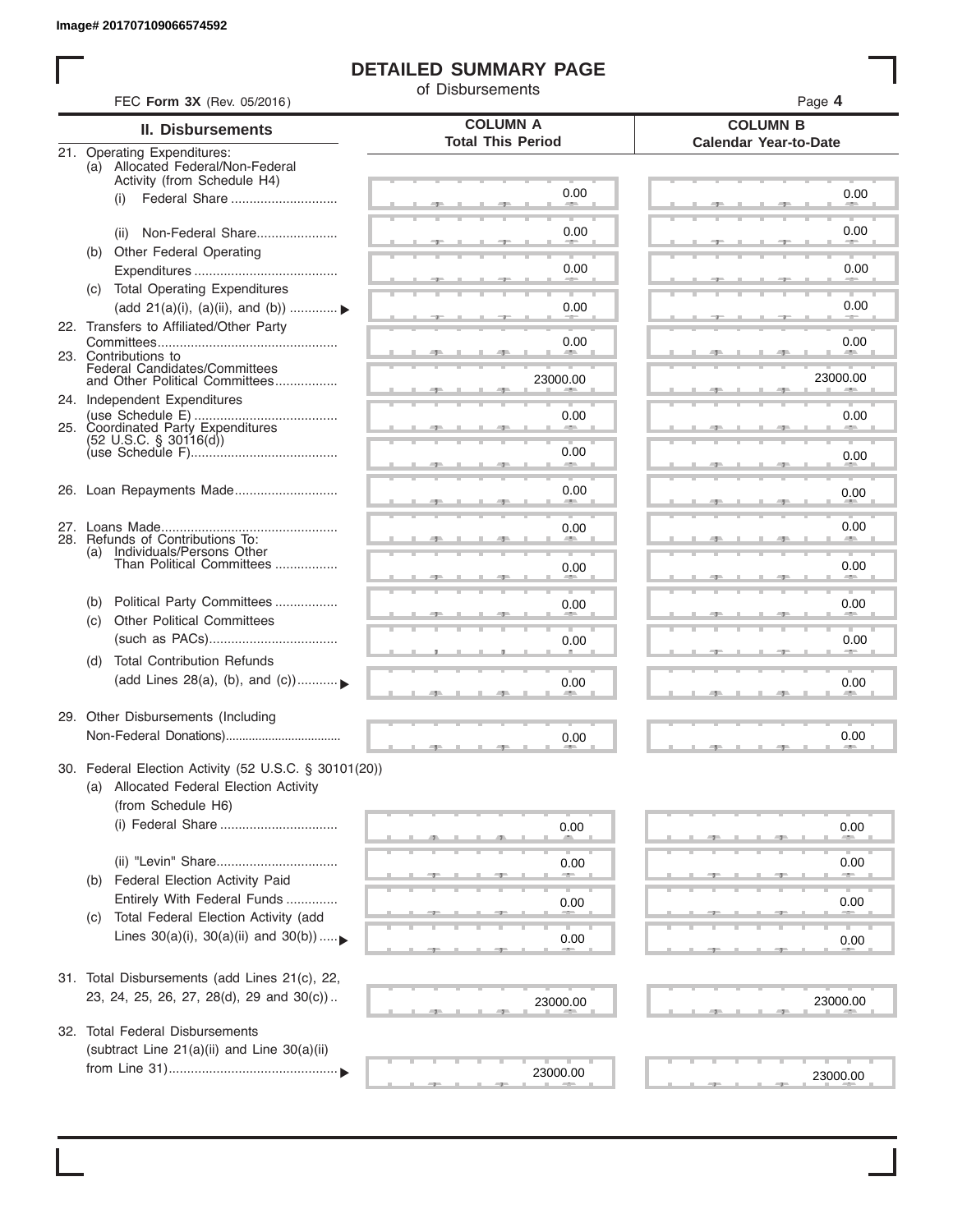Image# 201707109066574592

# DETAILED SUMMARY PAGE

of Disbursements

FEC **Form 3X** (Rev. 05/2016)

| II. Disbursements | COLUMN A Total This Period | COLUMN B Calendar Year-to-Date |
|---|---|---|
| 21. Operating Expenditures: | | |
| (a) Allocated Federal/Non-Federal Activity (from Schedule H4) | | |
| (i) Federal Share | 0.00 | 0.00 |
| (ii) Non-Federal Share | 0.00 | 0.00 |
| (b) Other Federal Operating Expenditures | 0.00 | 0.00 |
| (c) Total Operating Expenditures (add 21(a)(i), (a)(ii), and (b)) ▶ | 0.00 | 0.00 |
| 22. Transfers to Affiliated/Other Party Committees | 0.00 | 0.00 |
| 23. Contributions to Federal Candidates/Committees and Other Political Committees | 23000.00 | 23000.00 |
| 24. Independent Expenditures (use Schedule E) | 0.00 | 0.00 |
| 25. Coordinated Party Expenditures (52 U.S.C. § 30116(d)) (use Schedule F) | 0.00 | 0.00 |
| 26. Loan Repayments Made | 0.00 | 0.00 |
| 27. Loans Made | 0.00 | 0.00 |
| 28. Refunds of Contributions To: | | |
| (a) Individuals/Persons Other Than Political Committees | 0.00 | 0.00 |
| (b) Political Party Committees | 0.00 | 0.00 |
| (c) Other Political Committees (such as PACs) | 0.00 | 0.00 |
| (d) Total Contribution Refunds (add Lines 28(a), (b), and (c)) ▶ | 0.00 | 0.00 |
| 29. Other Disbursements (Including Non-Federal Donations) | 0.00 | 0.00 |
| 30. Federal Election Activity (52 U.S.C. § 30101(20)) | | |
| (a) Allocated Federal Election Activity (from Schedule H6) | | |
| (i) Federal Share | 0.00 | 0.00 |
| (ii) "Levin" Share | 0.00 | 0.00 |
| (b) Federal Election Activity Paid Entirely With Federal Funds | 0.00 | 0.00 |
| (c) Total Federal Election Activity (add Lines 30(a)(i), 30(a)(ii) and 30(b)) ▶ | 0.00 | 0.00 |
| 31. Total Disbursements (add Lines 21(c), 22, 23, 24, 25, 26, 27, 28(d), 29 and 30(c)) | 23000.00 | 23000.00 |
| 32. Total Federal Disbursements (subtract Line 21(a)(ii) and Line 30(a)(ii) from Line 31) ▶ | 23000.00 | 23000.00 |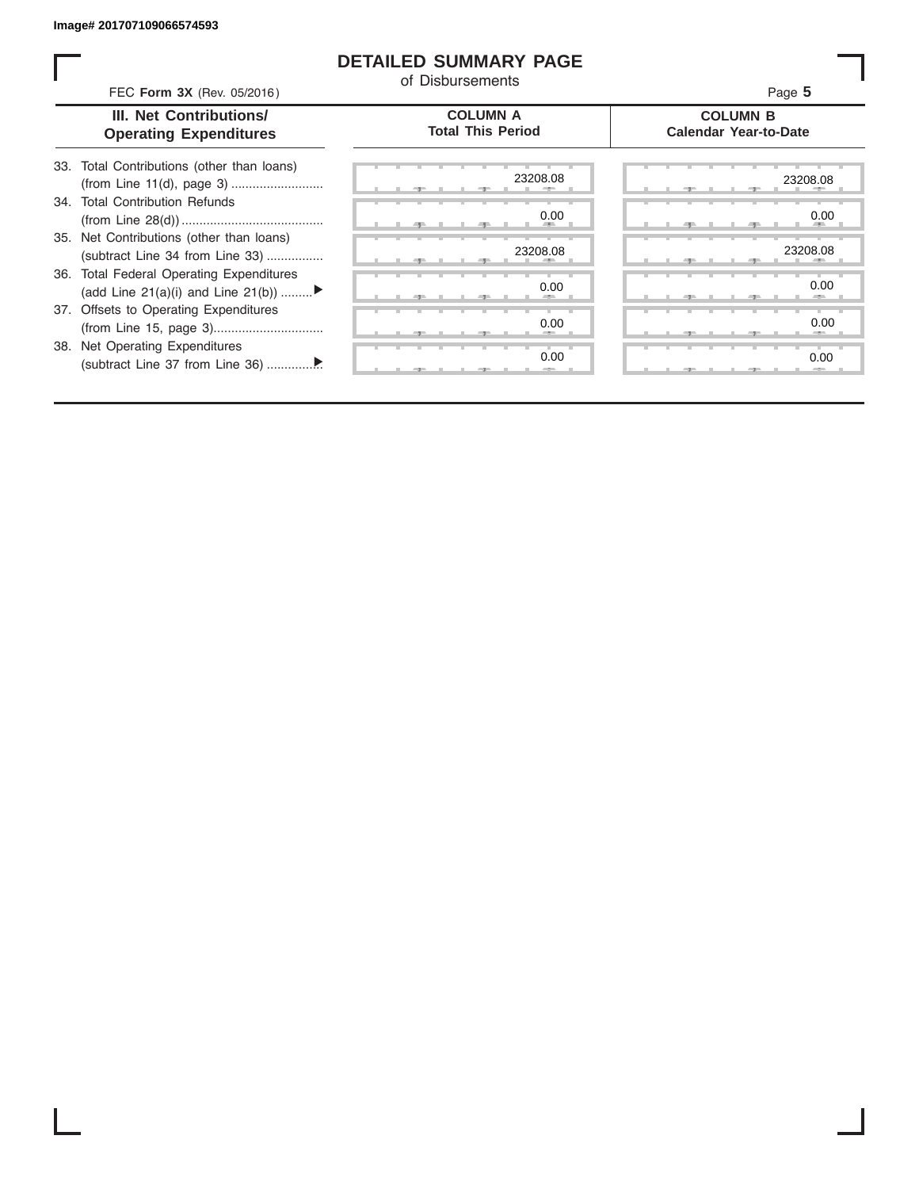Image# 201707109066574593

# DETAILED SUMMARY PAGE

of Disbursements

FEC **Form 3X** (Rev. 05/2016)

| III. Net Contributions/ Operating Expenditures | COLUMN A Total This Period | COLUMN B Calendar Year-to-Date |
|---|---|---|
| 33. Total Contributions (other than loans) (from Line 11(d), page 3) | 23208.08 | 23208.08 |
| 34. Total Contribution Refunds (from Line 28(d)) | 0.00 | 0.00 |
| 35. Net Contributions (other than loans) (subtract Line 34 from Line 33) | 23208.08 | 23208.08 |
| 36. Total Federal Operating Expenditures (add Line 21(a)(i) and Line 21(b)) ▶ | 0.00 | 0.00 |
| 37. Offsets to Operating Expenditures (from Line 15, page 3) | 0.00 | 0.00 |
| 38. Net Operating Expenditures (subtract Line 37 from Line 36) ▶ | 0.00 | 0.00 |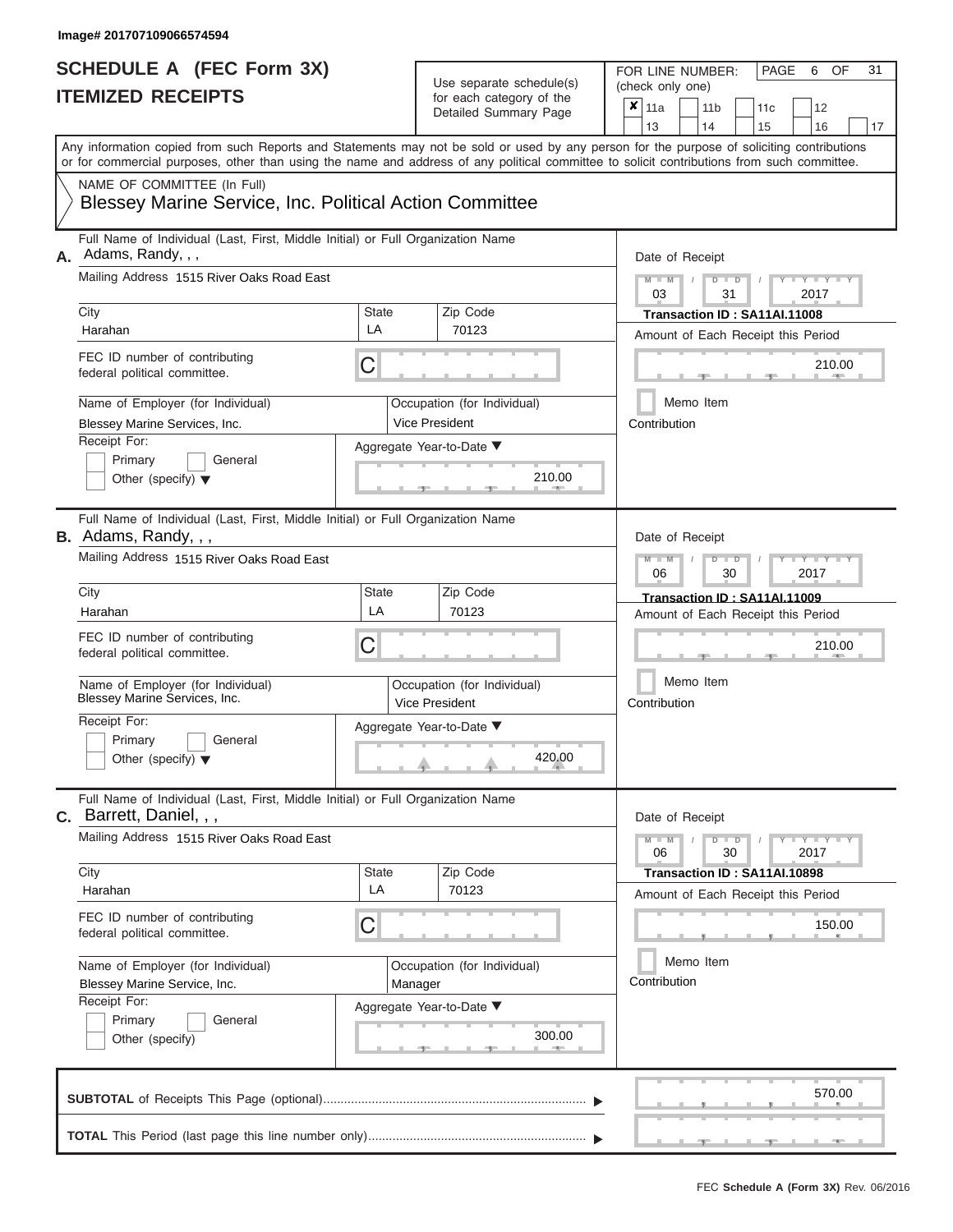Image# 201707109066574594

# SCHEDULE A (FEC Form 3X)
## ITEMIZED RECEIPTS

Use separate schedule(s) for each category of the Detailed Summary Page

FOR LINE NUMBER: (check only one)

- [x] 11a
- [ ] 11b
- [ ] 11c
- [ ] 12
- [ ] 13
- [ ] 14
- [ ] 15
- [ ] 16
- [ ] 17

PAGE 6 OF 31

Any information copied from such Reports and Statements may not be sold or used by any person for the purpose of soliciting contributions or for commercial purposes, other than using the name and address of any political committee to solicit contributions from such committee.

NAME OF COMMITTEE (In Full)
Blessey Marine Service, Inc. Political Action Committee

---

**A.** Full Name of Individual (Last, First, Middle Initial) or Full Organization Name: Adams, Randy, , ,

Mailing Address: 1515 River Oaks Road East

| City | State | Zip Code |
|---|---|---|
| Harahan | LA | 70123 |

FEC ID number of contributing federal political committee: C

Name of Employer (for Individual): Blessey Marine Services, Inc.

Occupation (for Individual): Vice President

Receipt For: Primary / General / Other (specify)

Aggregate Year-to-Date: 210.00

Date of Receipt: 03 / 31 / 2017

Transaction ID : SA11AI.11008

Amount of Each Receipt this Period: 210.00

Memo Item

Contribution

---

**B.** Full Name of Individual (Last, First, Middle Initial) or Full Organization Name: Adams, Randy, , ,

Mailing Address: 1515 River Oaks Road East

| City | State | Zip Code |
|---|---|---|
| Harahan | LA | 70123 |

FEC ID number of contributing federal political committee: C

Name of Employer (for Individual): Blessey Marine Services, Inc.

Occupation (for Individual): Vice President

Receipt For: Primary / General / Other (specify)

Aggregate Year-to-Date: 420.00

Date of Receipt: 06 / 30 / 2017

Transaction ID : SA11AI.11009

Amount of Each Receipt this Period: 210.00

Memo Item

Contribution

---

**C.** Full Name of Individual (Last, First, Middle Initial) or Full Organization Name: Barrett, Daniel, , ,

Mailing Address: 1515 River Oaks Road East

| City | State | Zip Code |
|---|---|---|
| Harahan | LA | 70123 |

FEC ID number of contributing federal political committee: C

Name of Employer (for Individual): Blessey Marine Service, Inc.

Occupation (for Individual): Manager

Receipt For: Primary / General / Other (specify)

Aggregate Year-to-Date: 300.00

Date of Receipt: 06 / 30 / 2017

Transaction ID : SA11AI.10898

Amount of Each Receipt this Period: 150.00

Memo Item

Contribution

---

**SUBTOTAL** of Receipts This Page (optional): 570.00

**TOTAL** This Period (last page this line number only):

FEC Schedule A (Form 3X) Rev. 06/2016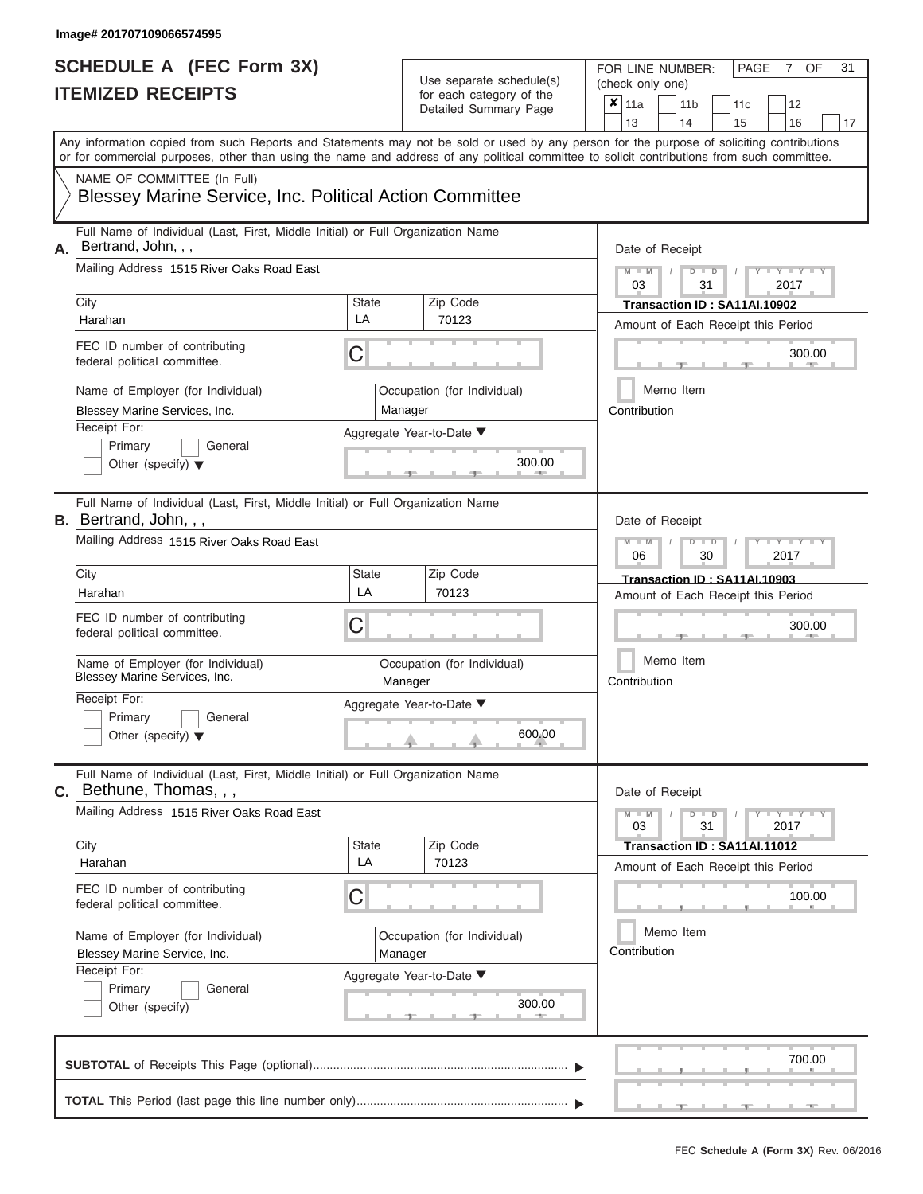Image# 201707109066574595

# SCHEDULE A (FEC Form 3X)
# ITEMIZED RECEIPTS

Use separate schedule(s) for each category of the Detailed Summary Page

FOR LINE NUMBER: (check only one)

- [x] 11a
- [ ] 11b
- [ ] 11c
- [ ] 12
- [ ] 13
- [ ] 14
- [ ] 15
- [ ] 16
- [ ] 17

Any information copied from such Reports and Statements may not be sold or used by any person for the purpose of soliciting contributions or for commercial purposes, other than using the name and address of any political committee to solicit contributions from such committee.

NAME OF COMMITTEE (In Full)

Blessey Marine Service, Inc. Political Action Committee

---

**A.** Full Name of Individual (Last, First, Middle Initial) or Full Organization Name: Bertrand, John, , ,

Mailing Address: 1515 River Oaks Road East

City: Harahan | State: LA | Zip Code: 70123

FEC ID number of contributing federal political committee: C

Name of Employer (for Individual): Blessey Marine Services, Inc.

Occupation (for Individual): Manager

Receipt For: Primary / General / Other (specify)

Aggregate Year-to-Date: 300.00

Date of Receipt: 03 / 31 / 2017

Transaction ID : SA11AI.10902

Amount of Each Receipt this Period: 300.00

Memo Item

Contribution

---

**B.** Full Name of Individual (Last, First, Middle Initial) or Full Organization Name: Bertrand, John, , ,

Mailing Address: 1515 River Oaks Road East

City: Harahan | State: LA | Zip Code: 70123

FEC ID number of contributing federal political committee: C

Name of Employer (for Individual): Blessey Marine Services, Inc.

Occupation (for Individual): Manager

Receipt For: Primary / General / Other (specify)

Aggregate Year-to-Date: 600.00

Date of Receipt: 06 / 30 / 2017

Transaction ID : SA11AI.10903

Amount of Each Receipt this Period: 300.00

Memo Item

Contribution

---

**C.** Full Name of Individual (Last, First, Middle Initial) or Full Organization Name: Bethune, Thomas, , ,

Mailing Address: 1515 River Oaks Road East

City: Harahan | State: LA | Zip Code: 70123

FEC ID number of contributing federal political committee: C

Name of Employer (for Individual): Blessey Marine Service, Inc.

Occupation (for Individual): Manager

Receipt For: Primary / General / Other (specify)

Aggregate Year-to-Date: 300.00

Date of Receipt: 03 / 31 / 2017

Transaction ID : SA11AI.11012

Amount of Each Receipt this Period: 100.00

Memo Item

Contribution

---

**SUBTOTAL** of Receipts This Page (optional): 700.00

**TOTAL** This Period (last page this line number only):

FEC **Schedule A (Form 3X)** Rev. 06/2016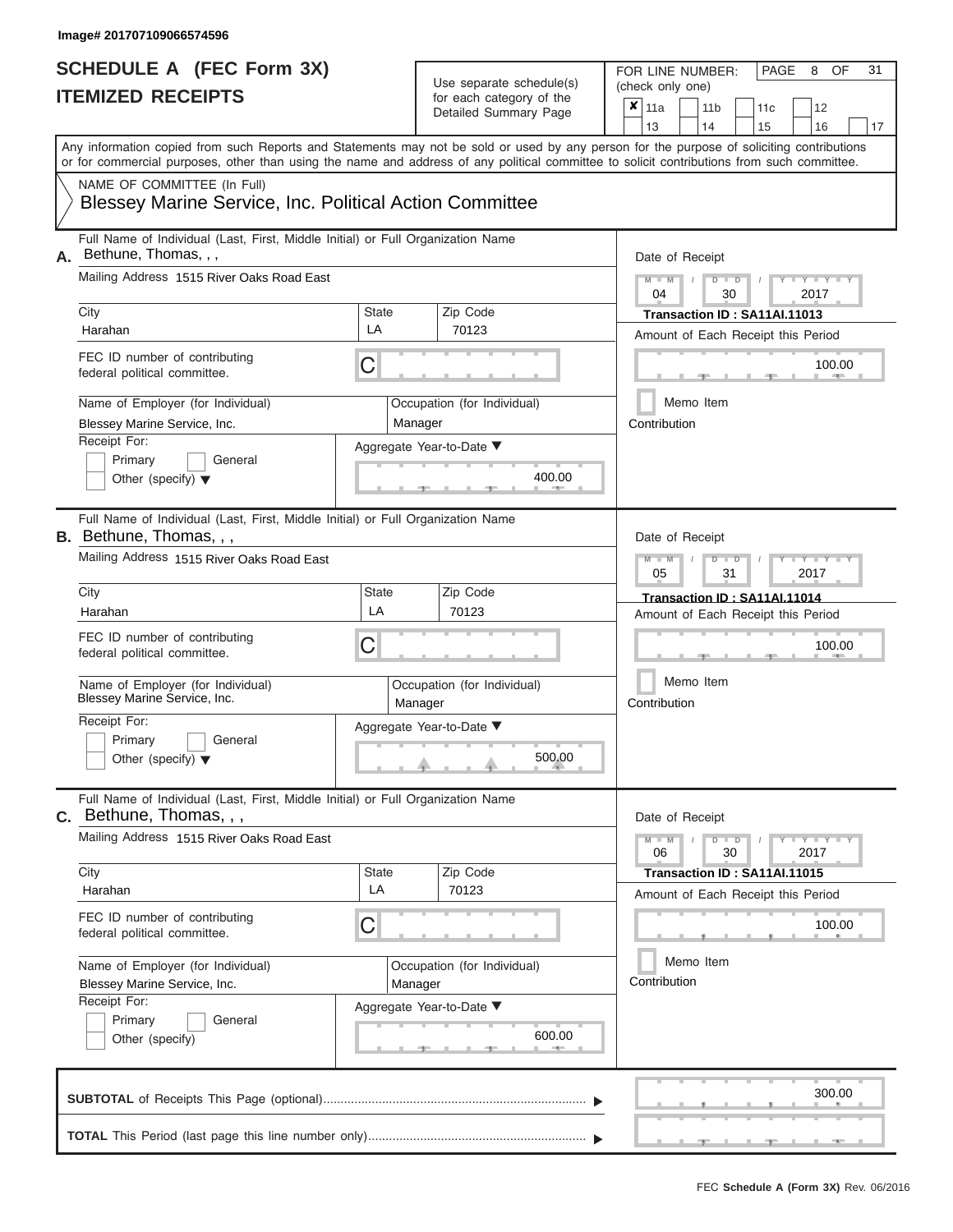Image# 201707109066574596

# SCHEDULE A (FEC Form 3X)
# ITEMIZED RECEIPTS

Use separate schedule(s) for each category of the Detailed Summary Page

FOR LINE NUMBER: (check only one)

- [x] 11a
- [ ] 11b
- [ ] 11c
- [ ] 12
- [ ] 13
- [ ] 14
- [ ] 15
- [ ] 16
- [ ] 17

PAGE 8 OF 31

Any information copied from such Reports and Statements may not be sold or used by any person for the purpose of soliciting contributions or for commercial purposes, other than using the name and address of any political committee to solicit contributions from such committee.

NAME OF COMMITTEE (In Full)
Blessey Marine Service, Inc. Political Action Committee

---

**A.** Full Name of Individual (Last, First, Middle Initial) or Full Organization Name: Bethune, Thomas, , ,

Mailing Address: 1515 River Oaks Road East

City: Harahan | State: LA | Zip Code: 70123

FEC ID number of contributing federal political committee: C

Name of Employer (for Individual): Blessey Marine Service, Inc.

Occupation (for Individual): Manager

Receipt For: Primary / General / Other (specify)

Aggregate Year-to-Date: 400.00

Date of Receipt: 04 / 30 / 2017

Transaction ID : SA11AI.11013

Amount of Each Receipt this Period: 100.00

Memo Item

Contribution

---

**B.** Full Name of Individual (Last, First, Middle Initial) or Full Organization Name: Bethune, Thomas, , ,

Mailing Address: 1515 River Oaks Road East

City: Harahan | State: LA | Zip Code: 70123

FEC ID number of contributing federal political committee: C

Name of Employer (for Individual): Blessey Marine Service, Inc.

Occupation (for Individual): Manager

Receipt For: Primary / General / Other (specify)

Aggregate Year-to-Date: 500.00

Date of Receipt: 05 / 31 / 2017

Transaction ID : SA11AI.11014

Amount of Each Receipt this Period: 100.00

Memo Item

Contribution

---

**C.** Full Name of Individual (Last, First, Middle Initial) or Full Organization Name: Bethune, Thomas, , ,

Mailing Address: 1515 River Oaks Road East

City: Harahan | State: LA | Zip Code: 70123

FEC ID number of contributing federal political committee: C

Name of Employer (for Individual): Blessey Marine Service, Inc.

Occupation (for Individual): Manager

Receipt For: Primary / General / Other (specify)

Aggregate Year-to-Date: 600.00

Date of Receipt: 06 / 30 / 2017

Transaction ID : SA11AI.11015

Amount of Each Receipt this Period: 100.00

Memo Item

Contribution

---

**SUBTOTAL** of Receipts This Page (optional): 300.00

**TOTAL** This Period (last page this line number only):

FEC Schedule A (Form 3X) Rev. 06/2016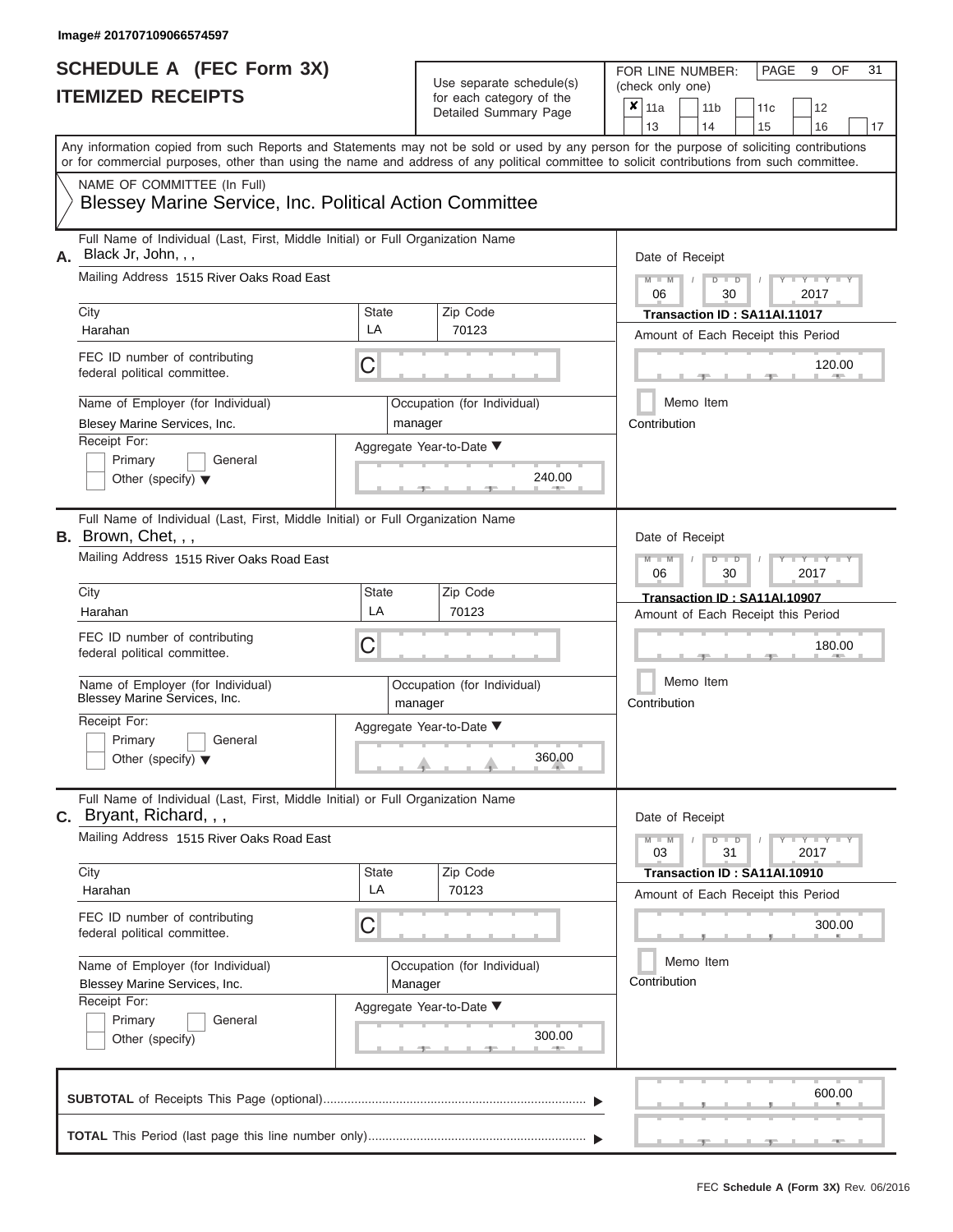Image# 201707109066574597

# SCHEDULE A (FEC Form 3X)
# ITEMIZED RECEIPTS

Use separate schedule(s) for each category of the Detailed Summary Page

FOR LINE NUMBER: (check only one)

- [x] 11a
- [ ] 11b
- [ ] 11c
- [ ] 12
- [ ] 13
- [ ] 14
- [ ] 15
- [ ] 16
- [ ] 17

Any information copied from such Reports and Statements may not be sold or used by any person for the purpose of soliciting contributions or for commercial purposes, other than using the name and address of any political committee to solicit contributions from such committee.

NAME OF COMMITTEE (In Full)
Blessey Marine Service, Inc. Political Action Committee

---

**A.** Full Name of Individual (Last, First, Middle Initial) or Full Organization Name: Black Jr, John, , ,

Mailing Address: 1515 River Oaks Road East

City: Harahan | State: LA | Zip Code: 70123

FEC ID number of contributing federal political committee: C

Name of Employer (for Individual): Blesey Marine Services, Inc.

Occupation (for Individual): manager

Receipt For: Primary / General / Other (specify)

Aggregate Year-to-Date: 240.00

Date of Receipt: 06/30/2017

Transaction ID : SA11AI.11017

Amount of Each Receipt this Period: 120.00

Memo Item

Contribution

---

**B.** Full Name of Individual (Last, First, Middle Initial) or Full Organization Name: Brown, Chet, , ,

Mailing Address: 1515 River Oaks Road East

City: Harahan | State: LA | Zip Code: 70123

FEC ID number of contributing federal political committee: C

Name of Employer (for Individual): Blessey Marine Services, Inc.

Occupation (for Individual): manager

Receipt For: Primary / General / Other (specify)

Aggregate Year-to-Date: 360.00

Date of Receipt: 06/30/2017

Transaction ID : SA11AI.10907

Amount of Each Receipt this Period: 180.00

Memo Item

Contribution

---

**C.** Full Name of Individual (Last, First, Middle Initial) or Full Organization Name: Bryant, Richard, , ,

Mailing Address: 1515 River Oaks Road East

City: Harahan | State: LA | Zip Code: 70123

FEC ID number of contributing federal political committee: C

Name of Employer (for Individual): Blessey Marine Services, Inc.

Occupation (for Individual): Manager

Receipt For: Primary / General / Other (specify)

Aggregate Year-to-Date: 300.00

Date of Receipt: 03/31/2017

Transaction ID : SA11AI.10910

Amount of Each Receipt this Period: 300.00

Memo Item

Contribution

---

**SUBTOTAL** of Receipts This Page (optional): 600.00

**TOTAL** This Period (last page this line number only):

FEC **Schedule A (Form 3X)** Rev. 06/2016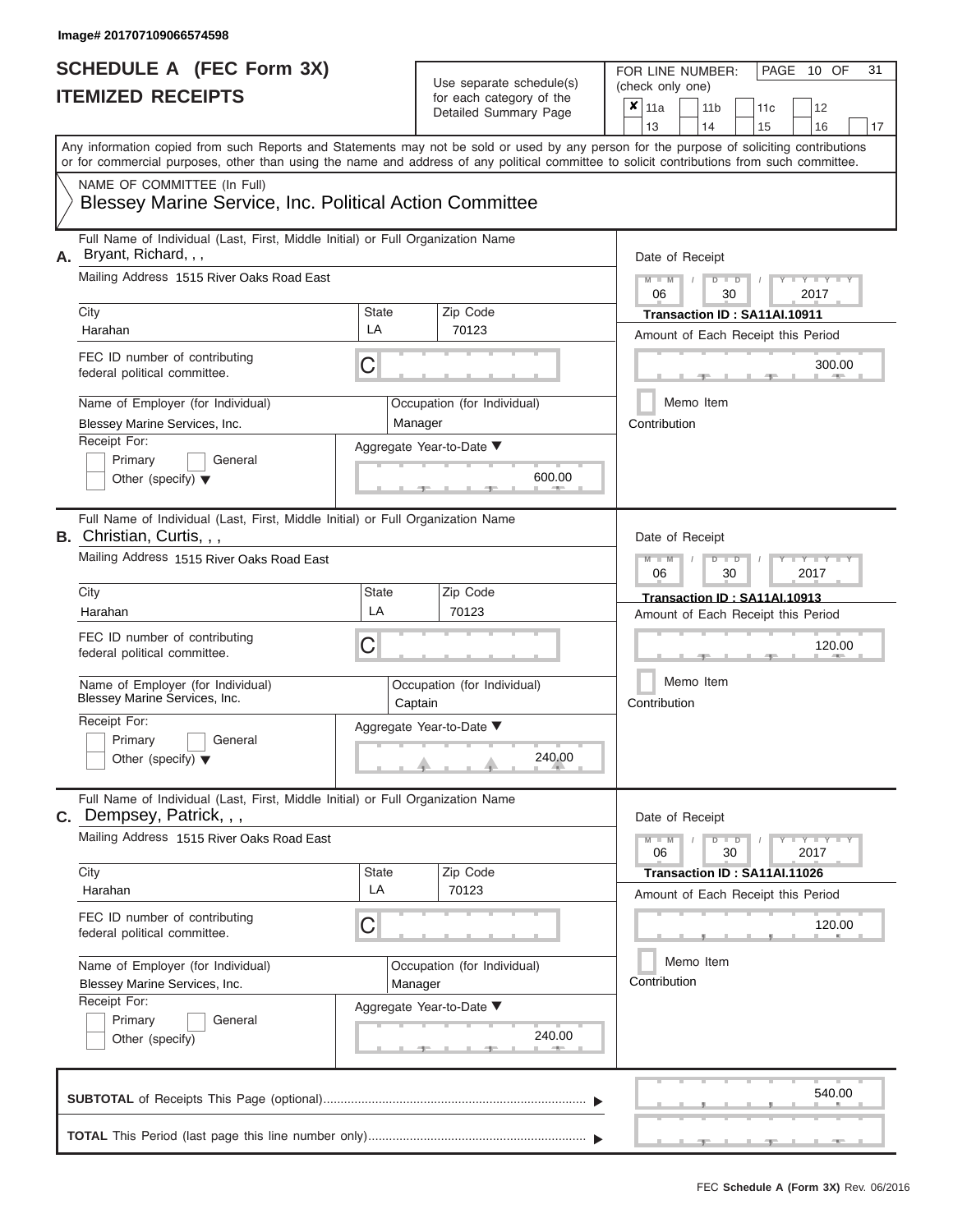Image# 201707109066574598

# SCHEDULE A (FEC Form 3X)
## ITEMIZED RECEIPTS

Use separate schedule(s) for each category of the Detailed Summary Page

FOR LINE NUMBER: (check only one)

☒ 11a ☐ 11b ☐ 11c ☐ 12 ☐ 13 ☐ 14 ☐ 15 ☐ 16 ☐ 17

PAGE 10 OF 31

Any information copied from such Reports and Statements may not be sold or used by any person for the purpose of soliciting contributions or for commercial purposes, other than using the name and address of any political committee to solicit contributions from such committee.

NAME OF COMMITTEE (In Full)

Blessey Marine Service, Inc. Political Action Committee

---

**A.** Full Name of Individual (Last, First, Middle Initial) or Full Organization Name: Bryant, Richard, , ,

Mailing Address: 1515 River Oaks Road East

City: Harahan | State: LA | Zip Code: 70123

FEC ID number of contributing federal political committee: C

Name of Employer (for Individual): Blessey Marine Services, Inc.

Occupation (for Individual): Manager

Receipt For: ☐ Primary ☐ General ☐ Other (specify)

Aggregate Year-to-Date: 600.00

Date of Receipt: 06 / 30 / 2017

Transaction ID : SA11AI.10911

Amount of Each Receipt this Period: 300.00

☐ Memo Item

Contribution

---

**B.** Full Name of Individual (Last, First, Middle Initial) or Full Organization Name: Christian, Curtis, , ,

Mailing Address: 1515 River Oaks Road East

City: Harahan | State: LA | Zip Code: 70123

FEC ID number of contributing federal political committee: C

Name of Employer (for Individual): Blessey Marine Services, Inc.

Occupation (for Individual): Captain

Receipt For: ☐ Primary ☐ General ☐ Other (specify)

Aggregate Year-to-Date: 240.00

Date of Receipt: 06 / 30 / 2017

Transaction ID : SA11AI.10913

Amount of Each Receipt this Period: 120.00

☐ Memo Item

Contribution

---

**C.** Full Name of Individual (Last, First, Middle Initial) or Full Organization Name: Dempsey, Patrick, , ,

Mailing Address: 1515 River Oaks Road East

City: Harahan | State: LA | Zip Code: 70123

FEC ID number of contributing federal political committee: C

Name of Employer (for Individual): Blessey Marine Services, Inc.

Occupation (for Individual): Manager

Receipt For: ☐ Primary ☐ General ☐ Other (specify)

Aggregate Year-to-Date: 240.00

Date of Receipt: 06 / 30 / 2017

Transaction ID : SA11AI.11026

Amount of Each Receipt this Period: 120.00

☐ Memo Item

Contribution

---

**SUBTOTAL** of Receipts This Page (optional): 540.00

**TOTAL** This Period (last page this line number only):

FEC Schedule A (Form 3X) Rev. 06/2016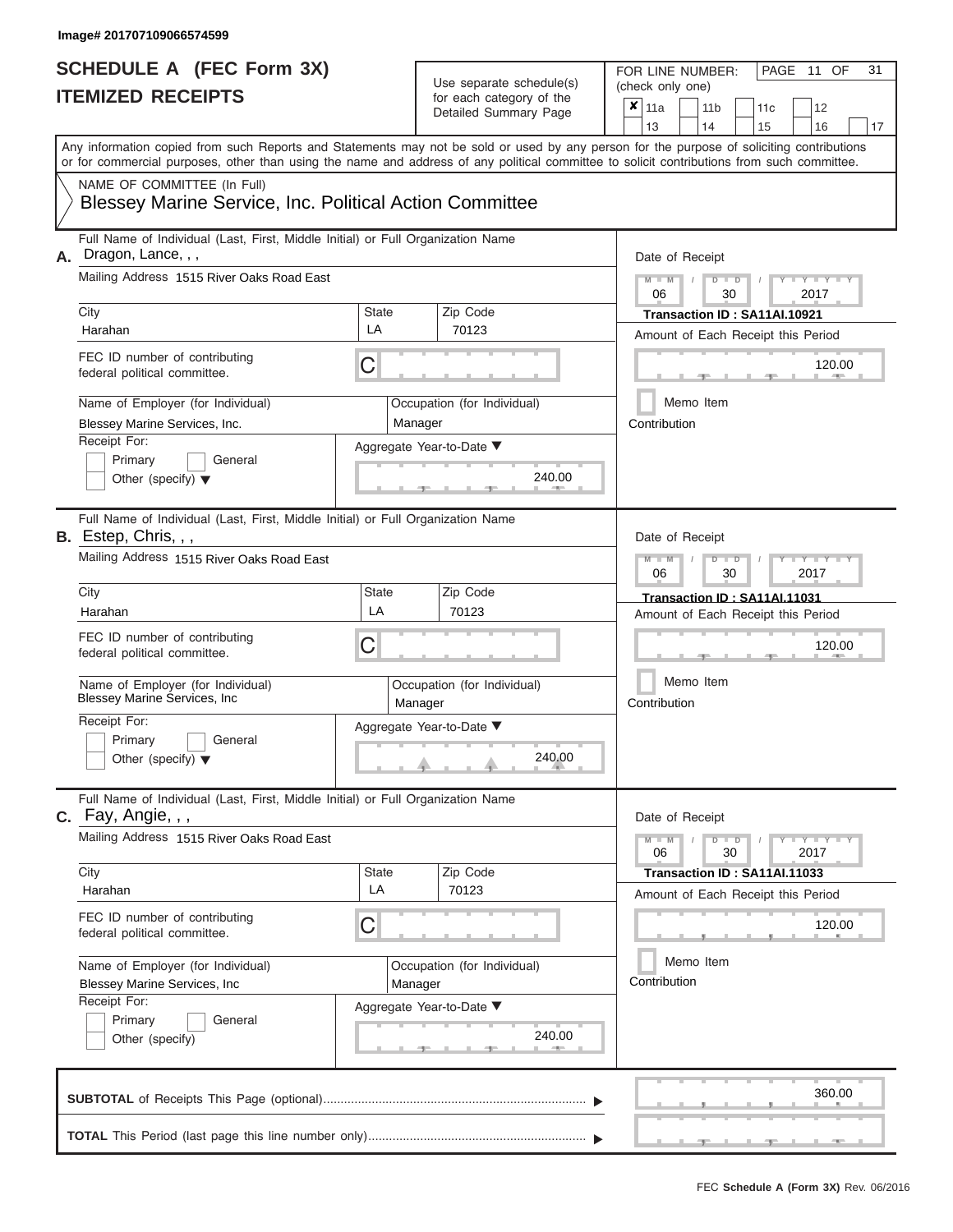Image# 201707109066574599

# SCHEDULE A (FEC Form 3X)
## ITEMIZED RECEIPTS

Use separate schedule(s) for each category of the Detailed Summary Page

FOR LINE NUMBER: (check only one)

- [x] 11a
- [ ] 11b
- [ ] 11c
- [ ] 12
- [ ] 13
- [ ] 14
- [ ] 15
- [ ] 16
- [ ] 17

PAGE 11 OF 31

Any information copied from such Reports and Statements may not be sold or used by any person for the purpose of soliciting contributions or for commercial purposes, other than using the name and address of any political committee to solicit contributions from such committee.

NAME OF COMMITTEE (In Full)
Blessey Marine Service, Inc. Political Action Committee

---

**A.** Full Name of Individual (Last, First, Middle Initial) or Full Organization Name: Dragon, Lance, , ,

Mailing Address: 1515 River Oaks Road East

| City | State | Zip Code |
|---|---|---|
| Harahan | LA | 70123 |

FEC ID number of contributing federal political committee: C

Name of Employer (for Individual): Blessey Marine Services, Inc.
Occupation (for Individual): Manager

Receipt For: [ ] Primary [ ] General [ ] Other (specify)

Aggregate Year-to-Date: 240.00

Date of Receipt: 06 / 30 / 2017
Transaction ID : SA11AI.10921
Amount of Each Receipt this Period: 120.00
[ ] Memo Item
Contribution

---

**B.** Full Name of Individual (Last, First, Middle Initial) or Full Organization Name: Estep, Chris, , ,

Mailing Address: 1515 River Oaks Road East

| City | State | Zip Code |
|---|---|---|
| Harahan | LA | 70123 |

FEC ID number of contributing federal political committee: C

Name of Employer (for Individual): Blessey Marine Services, Inc
Occupation (for Individual): Manager

Receipt For: [ ] Primary [ ] General [ ] Other (specify)

Aggregate Year-to-Date: 240.00

Date of Receipt: 06 / 30 / 2017
Transaction ID : SA11AI.11031
Amount of Each Receipt this Period: 120.00
[ ] Memo Item
Contribution

---

**C.** Full Name of Individual (Last, First, Middle Initial) or Full Organization Name: Fay, Angie, , ,

Mailing Address: 1515 River Oaks Road East

| City | State | Zip Code |
|---|---|---|
| Harahan | LA | 70123 |

FEC ID number of contributing federal political committee: C

Name of Employer (for Individual): Blessey Marine Services, Inc
Occupation (for Individual): Manager

Receipt For: [ ] Primary [ ] General [ ] Other (specify)

Aggregate Year-to-Date: 240.00

Date of Receipt: 06 / 30 / 2017
Transaction ID : SA11AI.11033
Amount of Each Receipt this Period: 120.00
[ ] Memo Item
Contribution

---

**SUBTOTAL** of Receipts This Page (optional): 360.00

**TOTAL** This Period (last page this line number only):

FEC Schedule A (Form 3X) Rev. 06/2016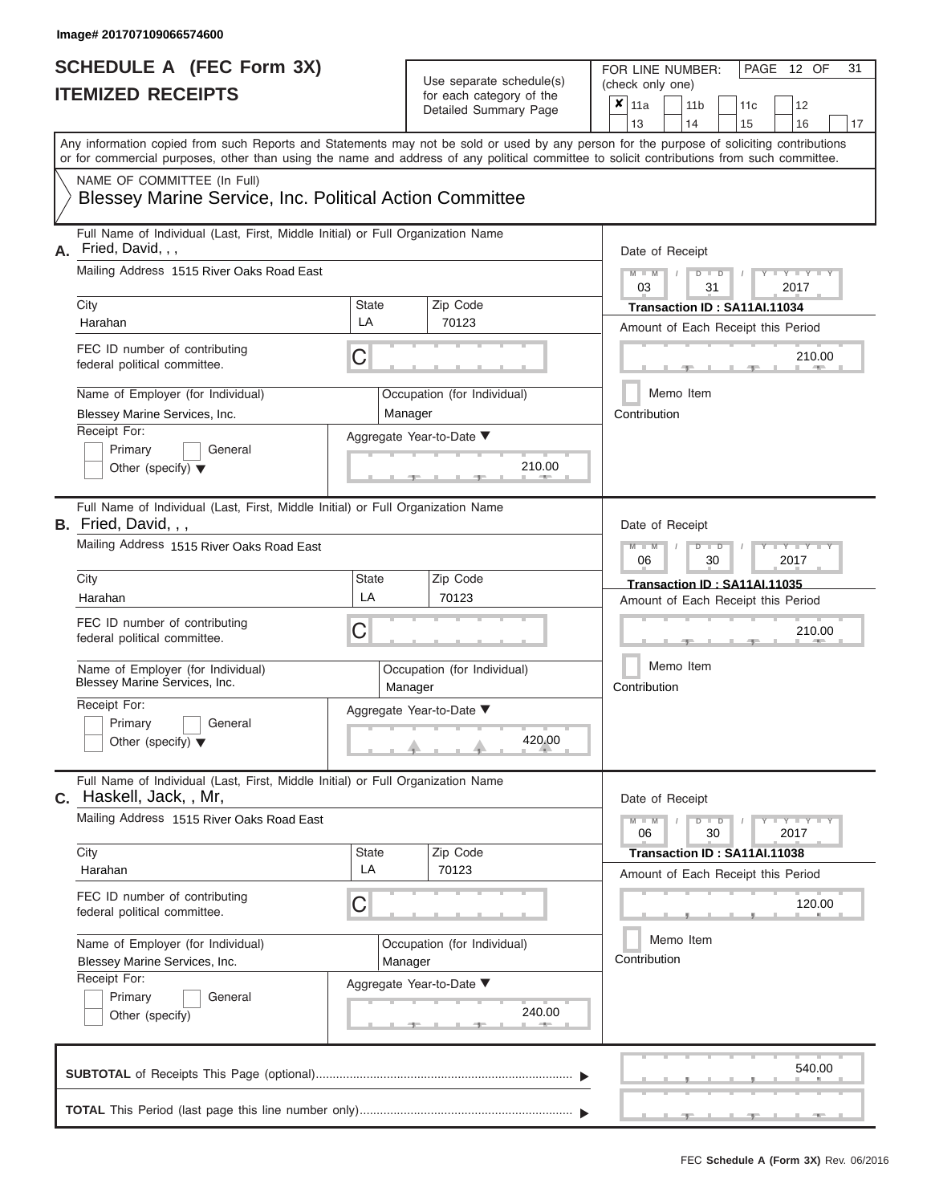Image# 201707109066574600

# SCHEDULE A (FEC Form 3X)
## ITEMIZED RECEIPTS

Use separate schedule(s) for each category of the Detailed Summary Page

FOR LINE NUMBER: (check only one)

- [x] 11a
- [ ] 11b
- [ ] 11c
- [ ] 12
- [ ] 13
- [ ] 14
- [ ] 15
- [ ] 16
- [ ] 17

Any information copied from such Reports and Statements may not be sold or used by any person for the purpose of soliciting contributions or for commercial purposes, other than using the name and address of any political committee to solicit contributions from such committee.

NAME OF COMMITTEE (In Full)
Blessey Marine Service, Inc. Political Action Committee

---

**A.** Full Name of Individual (Last, First, Middle Initial) or Full Organization Name: Fried, David, , ,

Mailing Address: 1515 River Oaks Road East

| City | State | Zip Code |
|---|---|---|
| Harahan | LA | 70123 |

FEC ID number of contributing federal political committee: C

Name of Employer (for Individual): Blessey Marine Services, Inc.
Occupation (for Individual): Manager

Receipt For: Primary / General / Other (specify)

Aggregate Year-to-Date: 210.00

Date of Receipt: 03 / 31 / 2017
Transaction ID : SA11AI.11034
Amount of Each Receipt this Period: 210.00
Memo Item
Contribution

---

**B.** Full Name of Individual (Last, First, Middle Initial) or Full Organization Name: Fried, David, , ,

Mailing Address: 1515 River Oaks Road East

| City | State | Zip Code |
|---|---|---|
| Harahan | LA | 70123 |

FEC ID number of contributing federal political committee: C

Name of Employer (for Individual): Blessey Marine Services, Inc.
Occupation (for Individual): Manager

Receipt For: Primary / General / Other (specify)

Aggregate Year-to-Date: 420.00

Date of Receipt: 06 / 30 / 2017
Transaction ID : SA11AI.11035
Amount of Each Receipt this Period: 210.00
Memo Item
Contribution

---

**C.** Full Name of Individual (Last, First, Middle Initial) or Full Organization Name: Haskell, Jack, , Mr,

Mailing Address: 1515 River Oaks Road East

| City | State | Zip Code |
|---|---|---|
| Harahan | LA | 70123 |

FEC ID number of contributing federal political committee: C

Name of Employer (for Individual): Blessey Marine Services, Inc.
Occupation (for Individual): Manager

Receipt For: Primary / General / Other (specify)

Aggregate Year-to-Date: 240.00

Date of Receipt: 06 / 30 / 2017
Transaction ID : SA11AI.11038
Amount of Each Receipt this Period: 120.00
Memo Item
Contribution

---

**SUBTOTAL** of Receipts This Page (optional): 540.00

**TOTAL** This Period (last page this line number only):

FEC Schedule A (Form 3X) Rev. 06/2016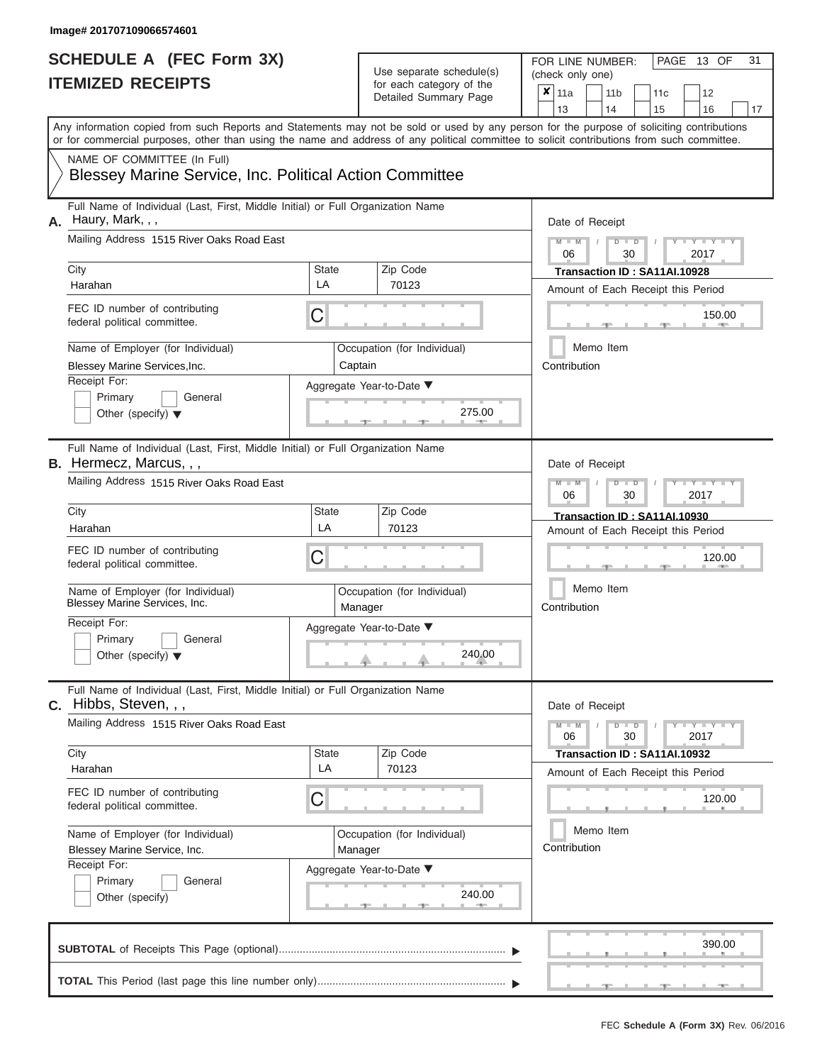Image# 201707109066574601

# SCHEDULE A (FEC Form 3X)
# ITEMIZED RECEIPTS

Use separate schedule(s) for each category of the Detailed Summary Page

FOR LINE NUMBER: (check only one)

- [x] 11a
- [ ] 11b
- [ ] 11c
- [ ] 12
- [ ] 13
- [ ] 14
- [ ] 15
- [ ] 16
- [ ] 17

PAGE 13 OF 31

Any information copied from such Reports and Statements may not be sold or used by any person for the purpose of soliciting contributions or for commercial purposes, other than using the name and address of any political committee to solicit contributions from such committee.

NAME OF COMMITTEE (In Full)
Blessey Marine Service, Inc. Political Action Committee

---

**A.** Full Name of Individual (Last, First, Middle Initial) or Full Organization Name: Haury, Mark, , ,

Mailing Address: 1515 River Oaks Road East

City: Harahan | State: LA | Zip Code: 70123

FEC ID number of contributing federal political committee: C

Name of Employer (for Individual): Blessey Marine Services,Inc.

Occupation (for Individual): Captain

Receipt For: Primary / General / Other (specify)

Aggregate Year-to-Date: 275.00

Date of Receipt: 06 / 30 / 2017

Transaction ID : SA11AI.10928

Amount of Each Receipt this Period: 150.00

Memo Item

Contribution

---

**B.** Full Name of Individual (Last, First, Middle Initial) or Full Organization Name: Hermecz, Marcus, , ,

Mailing Address: 1515 River Oaks Road East

City: Harahan | State: LA | Zip Code: 70123

FEC ID number of contributing federal political committee: C

Name of Employer (for Individual): Blessey Marine Services, Inc.

Occupation (for Individual): Manager

Receipt For: Primary / General / Other (specify)

Aggregate Year-to-Date: 240.00

Date of Receipt: 06 / 30 / 2017

Transaction ID : SA11AI.10930

Amount of Each Receipt this Period: 120.00

Memo Item

Contribution

---

**C.** Full Name of Individual (Last, First, Middle Initial) or Full Organization Name: Hibbs, Steven, , ,

Mailing Address: 1515 River Oaks Road East

City: Harahan | State: LA | Zip Code: 70123

FEC ID number of contributing federal political committee: C

Name of Employer (for Individual): Blessey Marine Service, Inc.

Occupation (for Individual): Manager

Receipt For: Primary / General / Other (specify)

Aggregate Year-to-Date: 240.00

Date of Receipt: 06 / 30 / 2017

Transaction ID : SA11AI.10932

Amount of Each Receipt this Period: 120.00

Memo Item

Contribution

---

**SUBTOTAL** of Receipts This Page (optional): 390.00

**TOTAL** This Period (last page this line number only):

FEC Schedule A (Form 3X) Rev. 06/2016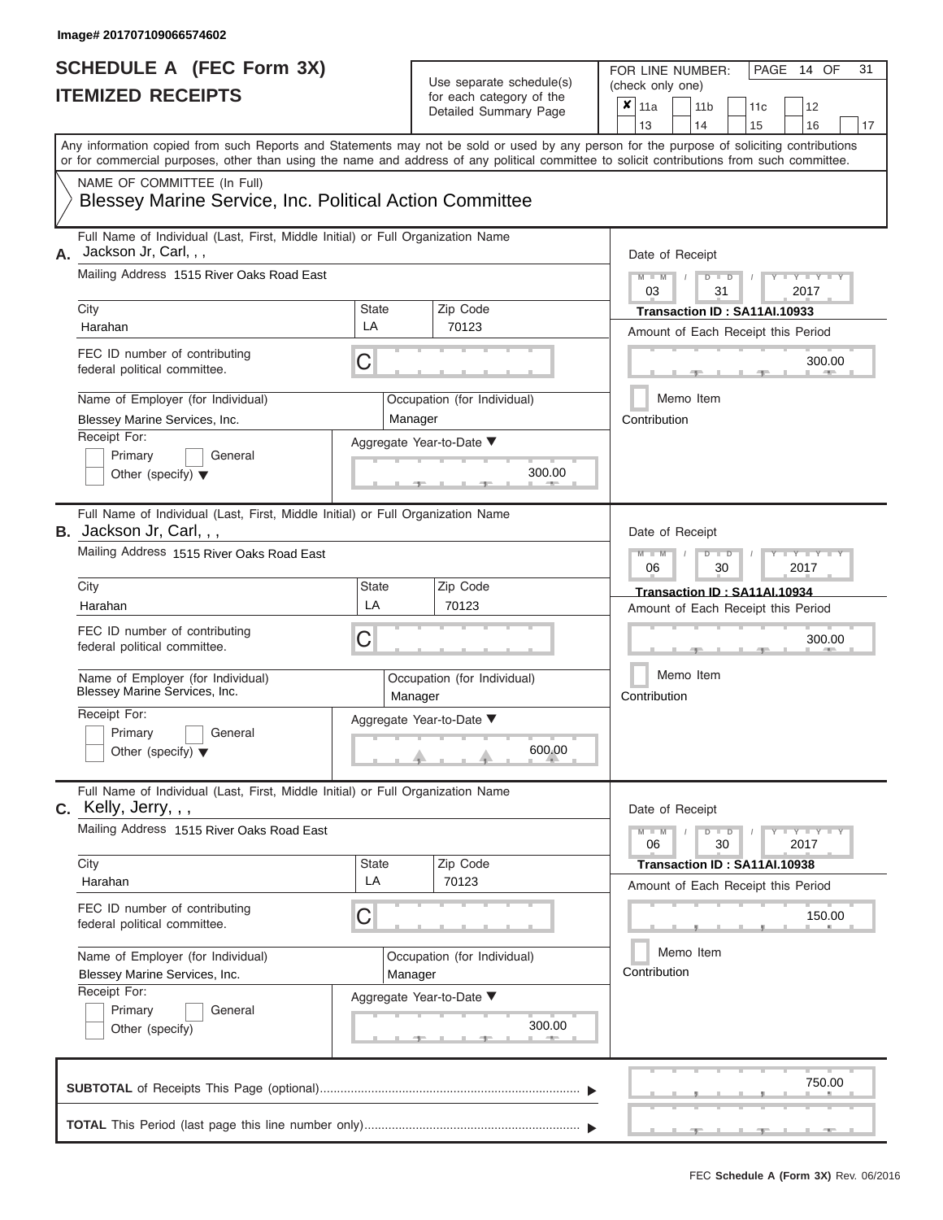Image# 201707109066574602

# SCHEDULE A (FEC Form 3X)
## ITEMIZED RECEIPTS

Use separate schedule(s) for each category of the Detailed Summary Page

FOR LINE NUMBER: (check only one)

- [x] 11a
- [ ] 11b
- [ ] 11c
- [ ] 12
- [ ] 13
- [ ] 14
- [ ] 15
- [ ] 16
- [ ] 17

Any information copied from such Reports and Statements may not be sold or used by any person for the purpose of soliciting contributions or for commercial purposes, other than using the name and address of any political committee to solicit contributions from such committee.

NAME OF COMMITTEE (In Full)

**Blessey Marine Service, Inc. Political Action Committee**

---

**A.** Full Name of Individual (Last, First, Middle Initial) or Full Organization Name: Jackson Jr, Carl, , ,

Mailing Address: 1515 River Oaks Road East

City: Harahan | State: LA | Zip Code: 70123

FEC ID number of contributing federal political committee: C

Name of Employer (for Individual): Blessey Marine Services, Inc.

Occupation (for Individual): Manager

Receipt For: Primary / General / Other (specify)

Aggregate Year-to-Date: 300.00

Date of Receipt: 03 / 31 / 2017

Transaction ID : SA11AI.10933

Amount of Each Receipt this Period: 300.00

Memo Item

Contribution

---

**B.** Full Name of Individual (Last, First, Middle Initial) or Full Organization Name: Jackson Jr, Carl, , ,

Mailing Address: 1515 River Oaks Road East

City: Harahan | State: LA | Zip Code: 70123

FEC ID number of contributing federal political committee: C

Name of Employer (for Individual): Blessey Marine Services, Inc.

Occupation (for Individual): Manager

Receipt For: Primary / General / Other (specify)

Aggregate Year-to-Date: 600.00

Date of Receipt: 06 / 30 / 2017

Transaction ID : SA11AI.10934

Amount of Each Receipt this Period: 300.00

Memo Item

Contribution

---

**C.** Full Name of Individual (Last, First, Middle Initial) or Full Organization Name: Kelly, Jerry, , ,

Mailing Address: 1515 River Oaks Road East

City: Harahan | State: LA | Zip Code: 70123

FEC ID number of contributing federal political committee: C

Name of Employer (for Individual): Blessey Marine Services, Inc.

Occupation (for Individual): Manager

Receipt For: Primary / General / Other (specify)

Aggregate Year-to-Date: 300.00

Date of Receipt: 06 / 30 / 2017

Transaction ID : SA11AI.10938

Amount of Each Receipt this Period: 150.00

Memo Item

Contribution

---

**SUBTOTAL** of Receipts This Page (optional): 750.00

**TOTAL** This Period (last page this line number only):

FEC Schedule A (Form 3X) Rev. 06/2016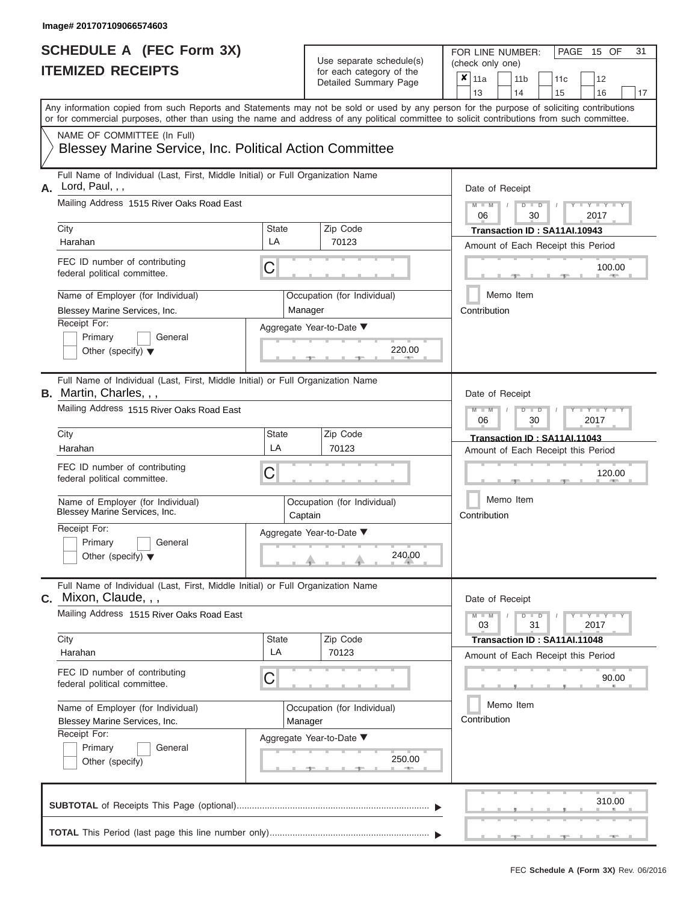Image# 201707109066574603

# SCHEDULE A (FEC Form 3X)
## ITEMIZED RECEIPTS

Use separate schedule(s) for each category of the Detailed Summary Page

FOR LINE NUMBER: (check only one)

- [x] 11a
- [ ] 11b
- [ ] 11c
- [ ] 12
- [ ] 13
- [ ] 14
- [ ] 15
- [ ] 16
- [ ] 17

PAGE 15 OF 31

Any information copied from such Reports and Statements may not be sold or used by any person for the purpose of soliciting contributions or for commercial purposes, other than using the name and address of any political committee to solicit contributions from such committee.

NAME OF COMMITTEE (In Full)
Blessey Marine Service, Inc. Political Action Committee

---

**A.** Full Name of Individual (Last, First, Middle Initial) or Full Organization Name: Lord, Paul, , ,

Mailing Address: 1515 River Oaks Road East

City: Harahan | State: LA | Zip Code: 70123

FEC ID number of contributing federal political committee: C

Name of Employer (for Individual): Blessey Marine Services, Inc.

Occupation (for Individual): Manager

Receipt For: Primary / General / Other (specify)

Aggregate Year-to-Date: 220.00

Date of Receipt: 06 / 30 / 2017

Transaction ID : SA11AI.10943

Amount of Each Receipt this Period: 100.00

Memo Item

Contribution

---

**B.** Full Name of Individual (Last, First, Middle Initial) or Full Organization Name: Martin, Charles, , ,

Mailing Address: 1515 River Oaks Road East

City: Harahan | State: LA | Zip Code: 70123

FEC ID number of contributing federal political committee: C

Name of Employer (for Individual): Blessey Marine Services, Inc.

Occupation (for Individual): Captain

Receipt For: Primary / General / Other (specify)

Aggregate Year-to-Date: 240.00

Date of Receipt: 06 / 30 / 2017

Transaction ID : SA11AI.11043

Amount of Each Receipt this Period: 120.00

Memo Item

Contribution

---

**C.** Full Name of Individual (Last, First, Middle Initial) or Full Organization Name: Mixon, Claude, , ,

Mailing Address: 1515 River Oaks Road East

City: Harahan | State: LA | Zip Code: 70123

FEC ID number of contributing federal political committee: C

Name of Employer (for Individual): Blessey Marine Services, Inc.

Occupation (for Individual): Manager

Receipt For: Primary / General / Other (specify)

Aggregate Year-to-Date: 250.00

Date of Receipt: 03 / 31 / 2017

Transaction ID : SA11AI.11048

Amount of Each Receipt this Period: 90.00

Memo Item

Contribution

---

**SUBTOTAL** of Receipts This Page (optional): 310.00

**TOTAL** This Period (last page this line number only):

FEC Schedule A (Form 3X) Rev. 06/2016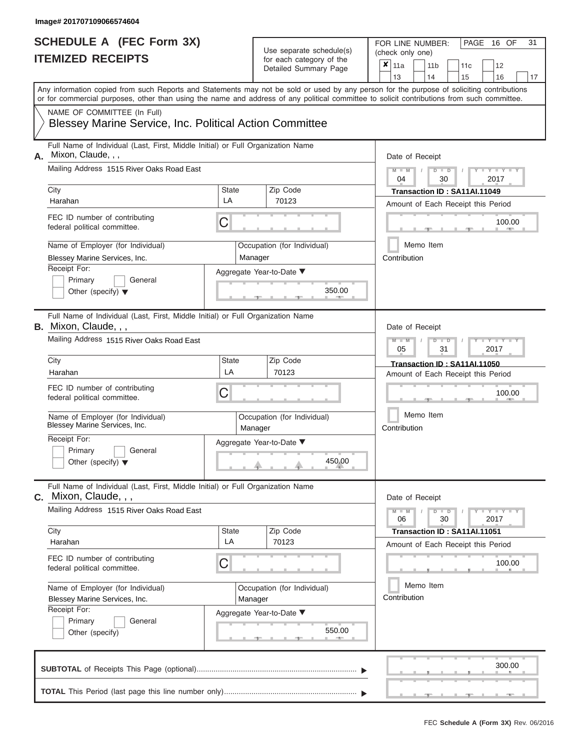Image# 201707109066574604

# SCHEDULE A (FEC Form 3X)
## ITEMIZED RECEIPTS

Use separate schedule(s) for each category of the Detailed Summary Page

FOR LINE NUMBER: (check only one)

- [x] 11a
- [ ] 11b
- [ ] 11c
- [ ] 12
- [ ] 13
- [ ] 14
- [ ] 15
- [ ] 16
- [ ] 17

PAGE 16 OF 31

Any information copied from such Reports and Statements may not be sold or used by any person for the purpose of soliciting contributions or for commercial purposes, other than using the name and address of any political committee to solicit contributions from such committee.

NAME OF COMMITTEE (In Full)
Blessey Marine Service, Inc. Political Action Committee

---

**A.** Full Name of Individual (Last, First, Middle Initial) or Full Organization Name: Mixon, Claude, , ,

Mailing Address: 1515 River Oaks Road East

| City | State | Zip Code |
|---|---|---|
| Harahan | LA | 70123 |

FEC ID number of contributing federal political committee: C

Name of Employer (for Individual): Blessey Marine Services, Inc.
Occupation (for Individual): Manager

Receipt For: Primary / General / Other (specify)

Aggregate Year-to-Date: 350.00

Date of Receipt: 04 / 30 / 2017
Transaction ID : SA11AI.11049
Amount of Each Receipt this Period: 100.00
Memo Item
Contribution

---

**B.** Full Name of Individual (Last, First, Middle Initial) or Full Organization Name: Mixon, Claude, , ,

Mailing Address: 1515 River Oaks Road East

| City | State | Zip Code |
|---|---|---|
| Harahan | LA | 70123 |

FEC ID number of contributing federal political committee: C

Name of Employer (for Individual): Blessey Marine Services, Inc.
Occupation (for Individual): Manager

Receipt For: Primary / General / Other (specify)

Aggregate Year-to-Date: 450.00

Date of Receipt: 05 / 31 / 2017
Transaction ID : SA11AI.11050
Amount of Each Receipt this Period: 100.00
Memo Item
Contribution

---

**C.** Full Name of Individual (Last, First, Middle Initial) or Full Organization Name: Mixon, Claude, , ,

Mailing Address: 1515 River Oaks Road East

| City | State | Zip Code |
|---|---|---|
| Harahan | LA | 70123 |

FEC ID number of contributing federal political committee: C

Name of Employer (for Individual): Blessey Marine Services, Inc.
Occupation (for Individual): Manager

Receipt For: Primary / General / Other (specify)

Aggregate Year-to-Date: 550.00

Date of Receipt: 06 / 30 / 2017
Transaction ID : SA11AI.11051
Amount of Each Receipt this Period: 100.00
Memo Item
Contribution

---

**SUBTOTAL** of Receipts This Page (optional): 300.00

**TOTAL** This Period (last page this line number only):

FEC Schedule A (Form 3X) Rev. 06/2016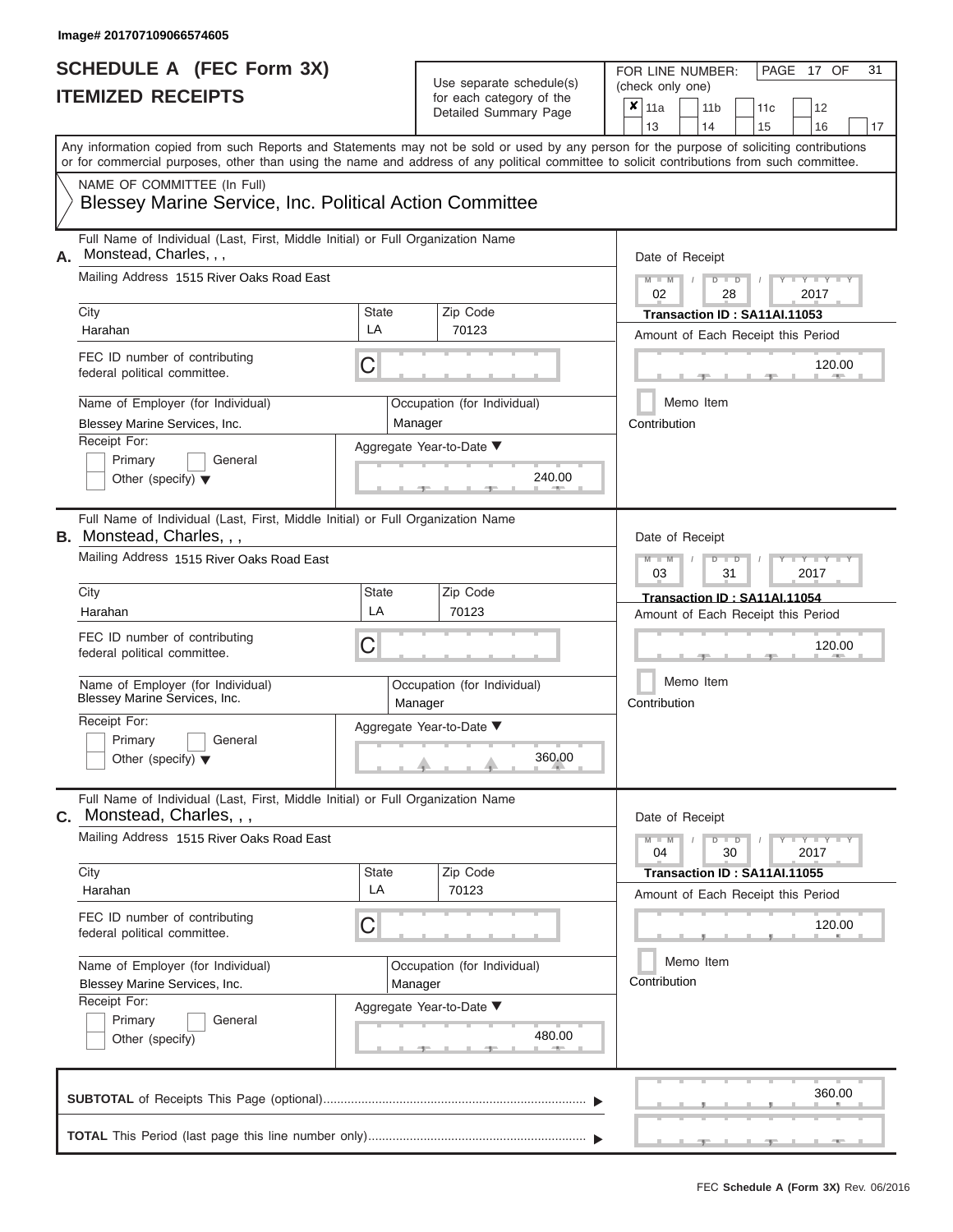Image# 201707109066574605

# SCHEDULE A (FEC Form 3X)
# ITEMIZED RECEIPTS

Use separate schedule(s) for each category of the Detailed Summary Page

FOR LINE NUMBER: (check only one)

- [x] 11a
- [ ] 11b
- [ ] 11c
- [ ] 12
- [ ] 13
- [ ] 14
- [ ] 15
- [ ] 16
- [ ] 17

PAGE 17 OF 31

Any information copied from such Reports and Statements may not be sold or used by any person for the purpose of soliciting contributions or for commercial purposes, other than using the name and address of any political committee to solicit contributions from such committee.

NAME OF COMMITTEE (In Full)
Blessey Marine Service, Inc. Political Action Committee

## A.

Full Name of Individual (Last, First, Middle Initial) or Full Organization Name: Monstead, Charles, , ,

Mailing Address: 1515 River Oaks Road East

City: Harahan | State: LA | Zip Code: 70123

FEC ID number of contributing federal political committee: C

Name of Employer (for Individual): Blessey Marine Services, Inc.

Occupation (for Individual): Manager

Receipt For: Primary [ ] General [ ] Other (specify) [ ]

Aggregate Year-to-Date: 240.00

Date of Receipt: 02 / 28 / 2017

Transaction ID : SA11AI.11053

Amount of Each Receipt this Period: 120.00

Memo Item [ ]

Contribution

## B.

Full Name of Individual (Last, First, Middle Initial) or Full Organization Name: Monstead, Charles, , ,

Mailing Address: 1515 River Oaks Road East

City: Harahan | State: LA | Zip Code: 70123

FEC ID number of contributing federal political committee: C

Name of Employer (for Individual): Blessey Marine Services, Inc.

Occupation (for Individual): Manager

Receipt For: Primary [ ] General [ ] Other (specify) [ ]

Aggregate Year-to-Date: 360.00

Date of Receipt: 03 / 31 / 2017

Transaction ID : SA11AI.11054

Amount of Each Receipt this Period: 120.00

Memo Item [ ]

Contribution

## C.

Full Name of Individual (Last, First, Middle Initial) or Full Organization Name: Monstead, Charles, , ,

Mailing Address: 1515 River Oaks Road East

City: Harahan | State: LA | Zip Code: 70123

FEC ID number of contributing federal political committee: C

Name of Employer (for Individual): Blessey Marine Services, Inc.

Occupation (for Individual): Manager

Receipt For: Primary [ ] General [ ] Other (specify) [ ]

Aggregate Year-to-Date: 480.00

Date of Receipt: 04 / 30 / 2017

Transaction ID : SA11AI.11055

Amount of Each Receipt this Period: 120.00

Memo Item [ ]

Contribution

**SUBTOTAL** of Receipts This Page (optional) ........ 360.00

**TOTAL** This Period (last page this line number only) ........

FEC Schedule A (Form 3X) Rev. 06/2016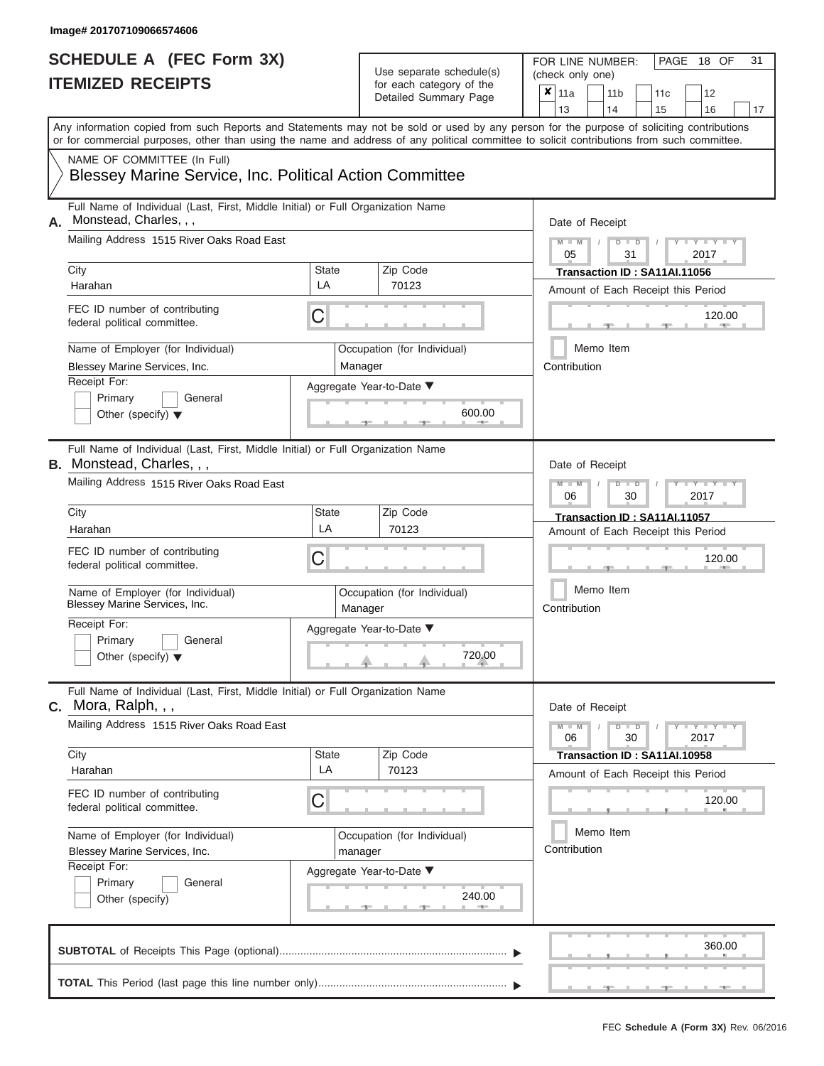Image# 201707109066574606

# SCHEDULE A (FEC Form 3X)
## ITEMIZED RECEIPTS

Use separate schedule(s) for each category of the Detailed Summary Page

FOR LINE NUMBER: (check only one)

- [x] 11a
- [ ] 11b
- [ ] 11c
- [ ] 12
- [ ] 13
- [ ] 14
- [ ] 15
- [ ] 16
- [ ] 17

PAGE 18 OF 31

Any information copied from such Reports and Statements may not be sold or used by any person for the purpose of soliciting contributions or for commercial purposes, other than using the name and address of any political committee to solicit contributions from such committee.

NAME OF COMMITTEE (In Full)
Blessey Marine Service, Inc. Political Action Committee

---

**A.** Full Name of Individual (Last, First, Middle Initial) or Full Organization Name: Monstead, Charles, , ,

Mailing Address: 1515 River Oaks Road East

City: Harahan | State: LA | Zip Code: 70123

FEC ID number of contributing federal political committee: C

Name of Employer (for Individual): Blessey Marine Services, Inc.

Occupation (for Individual): Manager

Receipt For: Primary / General / Other (specify)

Aggregate Year-to-Date: 600.00

Date of Receipt: 05 / 31 / 2017

Transaction ID : SA11AI.11056

Amount of Each Receipt this Period: 120.00

Memo Item

Contribution

---

**B.** Full Name of Individual (Last, First, Middle Initial) or Full Organization Name: Monstead, Charles, , ,

Mailing Address: 1515 River Oaks Road East

City: Harahan | State: LA | Zip Code: 70123

FEC ID number of contributing federal political committee: C

Name of Employer (for Individual): Blessey Marine Services, Inc.

Occupation (for Individual): Manager

Receipt For: Primary / General / Other (specify)

Aggregate Year-to-Date: 720.00

Date of Receipt: 06 / 30 / 2017

Transaction ID : SA11AI.11057

Amount of Each Receipt this Period: 120.00

Memo Item

Contribution

---

**C.** Full Name of Individual (Last, First, Middle Initial) or Full Organization Name: Mora, Ralph, , ,

Mailing Address: 1515 River Oaks Road East

City: Harahan | State: LA | Zip Code: 70123

FEC ID number of contributing federal political committee: C

Name of Employer (for Individual): Blessey Marine Services, Inc.

Occupation (for Individual): manager

Receipt For: Primary / General / Other (specify)

Aggregate Year-to-Date: 240.00

Date of Receipt: 06 / 30 / 2017

Transaction ID : SA11AI.10958

Amount of Each Receipt this Period: 120.00

Memo Item

Contribution

---

**SUBTOTAL** of Receipts This Page (optional): 360.00

**TOTAL** This Period (last page this line number only):

FEC Schedule A (Form 3X) Rev. 06/2016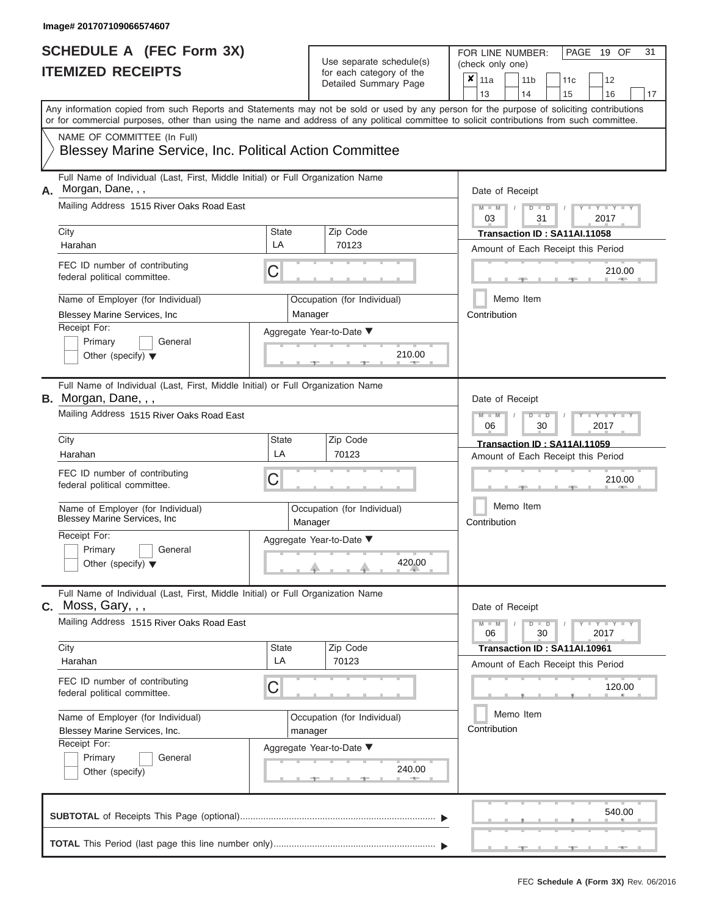Image# 201707109066574607

# SCHEDULE A (FEC Form 3X)
## ITEMIZED RECEIPTS

Use separate schedule(s) for each category of the Detailed Summary Page

FOR LINE NUMBER: (check only one)

- [x] 11a
- [ ] 11b
- [ ] 11c
- [ ] 12
- [ ] 13
- [ ] 14
- [ ] 15
- [ ] 16
- [ ] 17

PAGE 19 OF 31

Any information copied from such Reports and Statements may not be sold or used by any person for the purpose of soliciting contributions or for commercial purposes, other than using the name and address of any political committee to solicit contributions from such committee.

NAME OF COMMITTEE (In Full)
Blessey Marine Service, Inc. Political Action Committee

---

**A.** Full Name of Individual (Last, First, Middle Initial) or Full Organization Name: Morgan, Dane, , ,

Mailing Address: 1515 River Oaks Road East

City: Harahan | State: LA | Zip Code: 70123

FEC ID number of contributing federal political committee: C

Name of Employer (for Individual): Blessey Marine Services, Inc

Occupation (for Individual): Manager

Receipt For: Primary / General / Other (specify)

Aggregate Year-to-Date: 210.00

Date of Receipt: 03 / 31 / 2017

Transaction ID : SA11AI.11058

Amount of Each Receipt this Period: 210.00

Memo Item

Contribution

---

**B.** Full Name of Individual (Last, First, Middle Initial) or Full Organization Name: Morgan, Dane, , ,

Mailing Address: 1515 River Oaks Road East

City: Harahan | State: LA | Zip Code: 70123

FEC ID number of contributing federal political committee: C

Name of Employer (for Individual): Blessey Marine Services, Inc

Occupation (for Individual): Manager

Receipt For: Primary / General / Other (specify)

Aggregate Year-to-Date: 420.00

Date of Receipt: 06 / 30 / 2017

Transaction ID : SA11AI.11059

Amount of Each Receipt this Period: 210.00

Memo Item

Contribution

---

**C.** Full Name of Individual (Last, First, Middle Initial) or Full Organization Name: Moss, Gary, , ,

Mailing Address: 1515 River Oaks Road East

City: Harahan | State: LA | Zip Code: 70123

FEC ID number of contributing federal political committee: C

Name of Employer (for Individual): Blessey Marine Services, Inc.

Occupation (for Individual): manager

Receipt For: Primary / General / Other (specify)

Aggregate Year-to-Date: 240.00

Date of Receipt: 06 / 30 / 2017

Transaction ID : SA11AI.10961

Amount of Each Receipt this Period: 120.00

Memo Item

Contribution

---

**SUBTOTAL** of Receipts This Page (optional): 540.00

**TOTAL** This Period (last page this line number only):

FEC Schedule A (Form 3X) Rev. 06/2016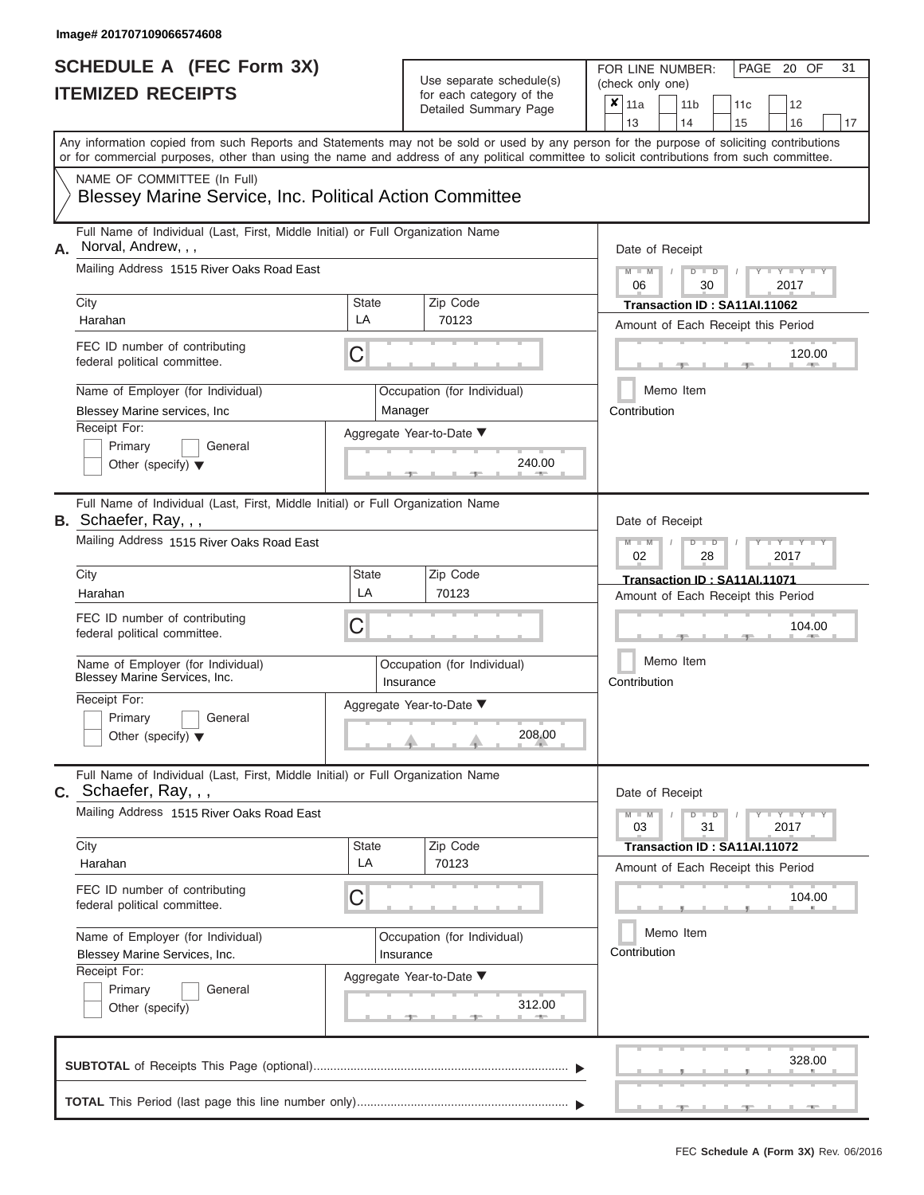Image# 201707109066574608

# SCHEDULE A (FEC Form 3X)
# ITEMIZED RECEIPTS

Use separate schedule(s) for each category of the Detailed Summary Page

FOR LINE NUMBER: (check only one)

- [x] 11a
- [ ] 11b
- [ ] 11c
- [ ] 12
- [ ] 13
- [ ] 14
- [ ] 15
- [ ] 16
- [ ] 17

PAGE 20 OF 31

Any information copied from such Reports and Statements may not be sold or used by any person for the purpose of soliciting contributions or for commercial purposes, other than using the name and address of any political committee to solicit contributions from such committee.

NAME OF COMMITTEE (In Full)
Blessey Marine Service, Inc. Political Action Committee

---

**A.** Full Name of Individual (Last, First, Middle Initial) or Full Organization Name: Norval, Andrew, , ,

Mailing Address: 1515 River Oaks Road East

City: Harahan | State: LA | Zip Code: 70123

FEC ID number of contributing federal political committee: C

Name of Employer (for Individual): Blessey Marine services, Inc

Occupation (for Individual): Manager

Receipt For: Primary / General / Other (specify)

Aggregate Year-to-Date: 240.00

Date of Receipt: 06 / 30 / 2017

Transaction ID : SA11AI.11062

Amount of Each Receipt this Period: 120.00

Memo Item

Contribution

---

**B.** Full Name of Individual (Last, First, Middle Initial) or Full Organization Name: Schaefer, Ray, , ,

Mailing Address: 1515 River Oaks Road East

City: Harahan | State: LA | Zip Code: 70123

FEC ID number of contributing federal political committee: C

Name of Employer (for Individual): Blessey Marine Services, Inc.

Occupation (for Individual): Insurance

Receipt For: Primary / General / Other (specify)

Aggregate Year-to-Date: 208.00

Date of Receipt: 02 / 28 / 2017

Transaction ID : SA11AI.11071

Amount of Each Receipt this Period: 104.00

Memo Item

Contribution

---

**C.** Full Name of Individual (Last, First, Middle Initial) or Full Organization Name: Schaefer, Ray, , ,

Mailing Address: 1515 River Oaks Road East

City: Harahan | State: LA | Zip Code: 70123

FEC ID number of contributing federal political committee: C

Name of Employer (for Individual): Blessey Marine Services, Inc.

Occupation (for Individual): Insurance

Receipt For: Primary / General / Other (specify)

Aggregate Year-to-Date: 312.00

Date of Receipt: 03 / 31 / 2017

Transaction ID : SA11AI.11072

Amount of Each Receipt this Period: 104.00

Memo Item

Contribution

---

**SUBTOTAL** of Receipts This Page (optional): 328.00

**TOTAL** This Period (last page this line number only):

FEC Schedule A (Form 3X) Rev. 06/2016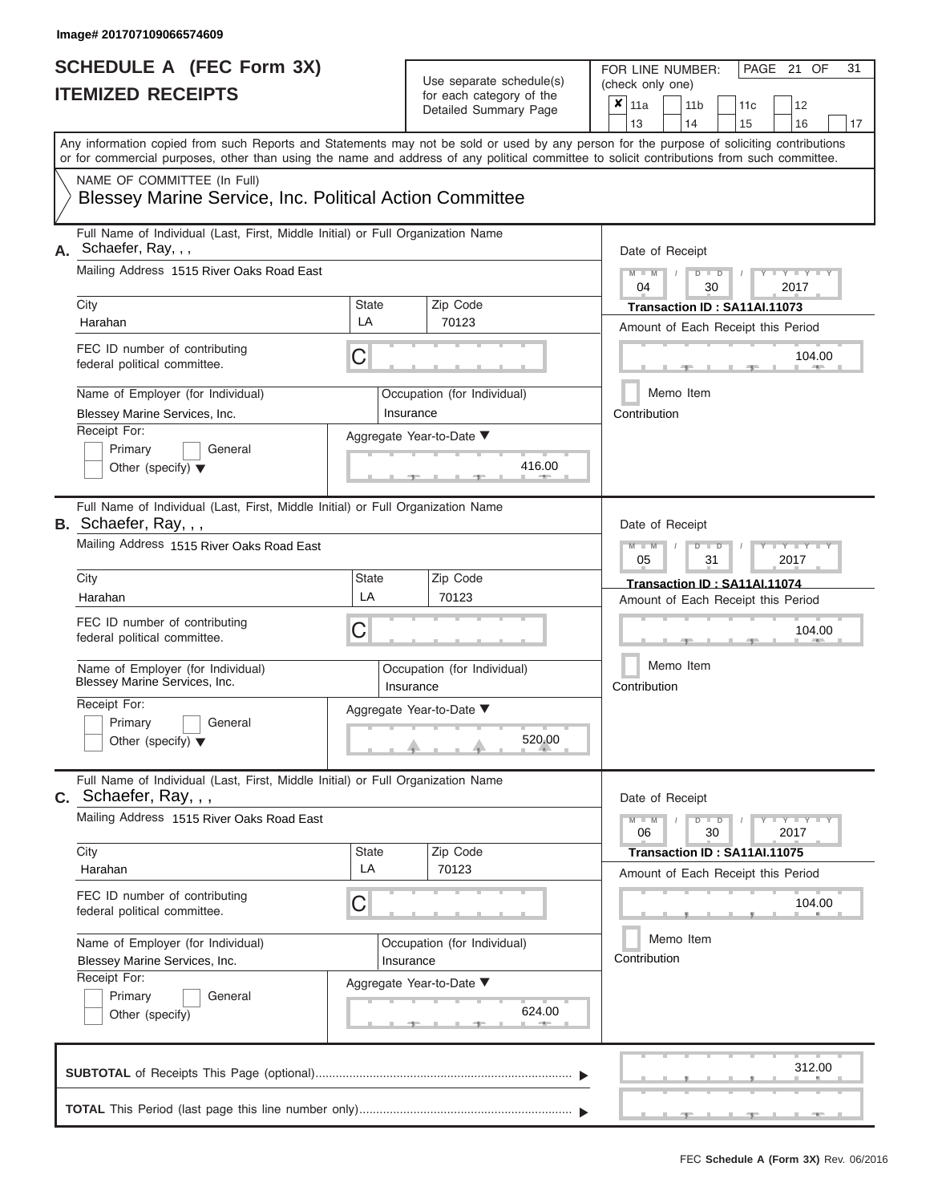Image# 201707109066574609

# SCHEDULE A (FEC Form 3X)
## ITEMIZED RECEIPTS

Use separate schedule(s) for each category of the Detailed Summary Page

FOR LINE NUMBER: (check only one)

☒ 11a ☐ 11b ☐ 11c ☐ 12 ☐ 13 ☐ 14 ☐ 15 ☐ 16 ☐ 17

PAGE 21 OF 31

Any information copied from such Reports and Statements may not be sold or used by any person for the purpose of soliciting contributions or for commercial purposes, other than using the name and address of any political committee to solicit contributions from such committee.

NAME OF COMMITTEE (In Full)
Blessey Marine Service, Inc. Political Action Committee

---

**A.** Full Name of Individual (Last, First, Middle Initial) or Full Organization Name: Schaefer, Ray, , ,

Mailing Address: 1515 River Oaks Road East

City: Harahan | State: LA | Zip Code: 70123

FEC ID number of contributing federal political committee: C

Name of Employer (for Individual): Blessey Marine Services, Inc.

Occupation (for Individual): Insurance

Receipt For: ☐ Primary ☐ General ☐ Other (specify)

Aggregate Year-to-Date: 416.00

Date of Receipt: 04 / 30 / 2017

Transaction ID : SA11AI.11073

Amount of Each Receipt this Period: 104.00

☐ Memo Item

Contribution

---

**B.** Full Name of Individual (Last, First, Middle Initial) or Full Organization Name: Schaefer, Ray, , ,

Mailing Address: 1515 River Oaks Road East

City: Harahan | State: LA | Zip Code: 70123

FEC ID number of contributing federal political committee: C

Name of Employer (for Individual): Blessey Marine Services, Inc.

Occupation (for Individual): Insurance

Receipt For: ☐ Primary ☐ General ☐ Other (specify)

Aggregate Year-to-Date: 520.00

Date of Receipt: 05 / 31 / 2017

Transaction ID : SA11AI.11074

Amount of Each Receipt this Period: 104.00

☐ Memo Item

Contribution

---

**C.** Full Name of Individual (Last, First, Middle Initial) or Full Organization Name: Schaefer, Ray, , ,

Mailing Address: 1515 River Oaks Road East

City: Harahan | State: LA | Zip Code: 70123

FEC ID number of contributing federal political committee: C

Name of Employer (for Individual): Blessey Marine Services, Inc.

Occupation (for Individual): Insurance

Receipt For: ☐ Primary ☐ General ☐ Other (specify)

Aggregate Year-to-Date: 624.00

Date of Receipt: 06 / 30 / 2017

Transaction ID : SA11AI.11075

Amount of Each Receipt this Period: 104.00

☐ Memo Item

Contribution

---

**SUBTOTAL** of Receipts This Page (optional): 312.00

**TOTAL** This Period (last page this line number only):

FEC Schedule A (Form 3X) Rev. 06/2016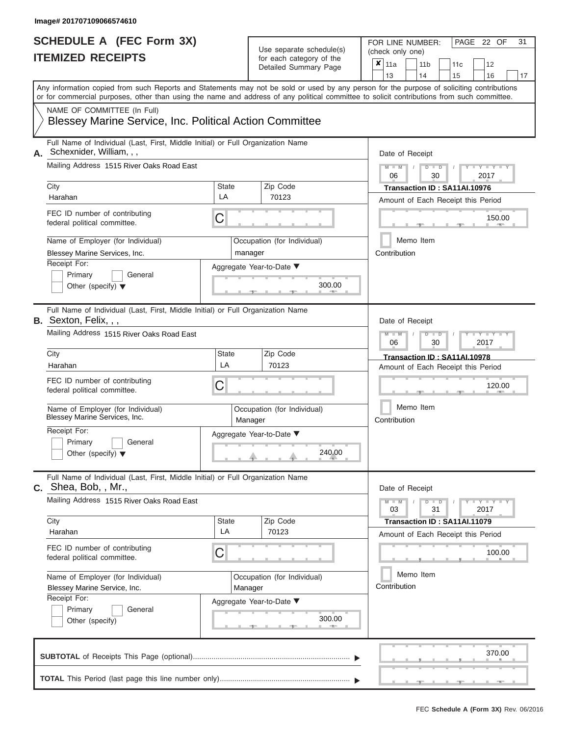Image# 201707109066574610

# SCHEDULE A (FEC Form 3X)
# ITEMIZED RECEIPTS

Use separate schedule(s) for each category of the Detailed Summary Page

FOR LINE NUMBER: (check only one)

- [x] 11a
- [ ] 11b
- [ ] 11c
- [ ] 12
- [ ] 13
- [ ] 14
- [ ] 15
- [ ] 16
- [ ] 17

PAGE 22 OF 31

Any information copied from such Reports and Statements may not be sold or used by any person for the purpose of soliciting contributions or for commercial purposes, other than using the name and address of any political committee to solicit contributions from such committee.

NAME OF COMMITTEE (In Full)
Blessey Marine Service, Inc. Political Action Committee

---

**A.** Full Name of Individual (Last, First, Middle Initial) or Full Organization Name: Schexnider, William, , ,

Mailing Address: 1515 River Oaks Road East

City: Harahan | State: LA | Zip Code: 70123

FEC ID number of contributing federal political committee: C

Name of Employer (for Individual): Blessey Marine Services, Inc.

Occupation (for Individual): manager

Receipt For: Primary / General / Other (specify)

Aggregate Year-to-Date: 300.00

Date of Receipt: 06 / 30 / 2017

Transaction ID : SA11AI.10976

Amount of Each Receipt this Period: 150.00

Memo Item

Contribution

---

**B.** Full Name of Individual (Last, First, Middle Initial) or Full Organization Name: Sexton, Felix, , ,

Mailing Address: 1515 River Oaks Road East

City: Harahan | State: LA | Zip Code: 70123

FEC ID number of contributing federal political committee: C

Name of Employer (for Individual): Blessey Marine Services, Inc.

Occupation (for Individual): Manager

Receipt For: Primary / General / Other (specify)

Aggregate Year-to-Date: 240.00

Date of Receipt: 06 / 30 / 2017

Transaction ID : SA11AI.10978

Amount of Each Receipt this Period: 120.00

Memo Item

Contribution

---

**C.** Full Name of Individual (Last, First, Middle Initial) or Full Organization Name: Shea, Bob, , Mr.,

Mailing Address: 1515 River Oaks Road East

City: Harahan | State: LA | Zip Code: 70123

FEC ID number of contributing federal political committee: C

Name of Employer (for Individual): Blessey Marine Service, Inc.

Occupation (for Individual): Manager

Receipt For: Primary / General / Other (specify)

Aggregate Year-to-Date: 300.00

Date of Receipt: 03 / 31 / 2017

Transaction ID : SA11AI.11079

Amount of Each Receipt this Period: 100.00

Memo Item

Contribution

---

**SUBTOTAL** of Receipts This Page (optional): 370.00

**TOTAL** This Period (last page this line number only):

FEC Schedule A (Form 3X) Rev. 06/2016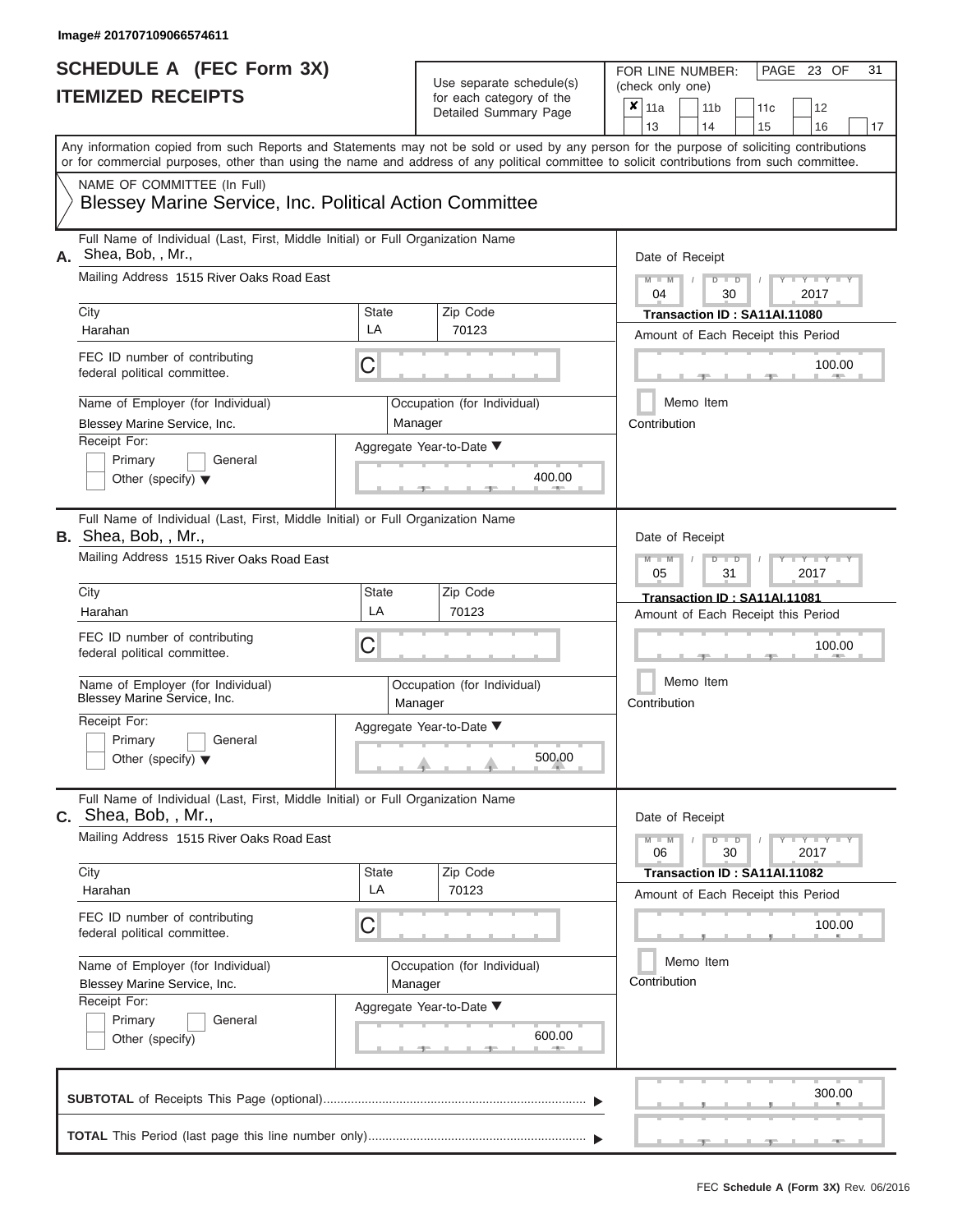Image# 201707109066574611

# SCHEDULE A (FEC Form 3X)
# ITEMIZED RECEIPTS

Use separate schedule(s) for each category of the Detailed Summary Page

FOR LINE NUMBER: (check only one)

- [x] 11a
- [ ] 11b
- [ ] 11c
- [ ] 12
- [ ] 13
- [ ] 14
- [ ] 15
- [ ] 16
- [ ] 17

PAGE 23 OF 31

Any information copied from such Reports and Statements may not be sold or used by any person for the purpose of soliciting contributions or for commercial purposes, other than using the name and address of any political committee to solicit contributions from such committee.

NAME OF COMMITTEE (In Full)
Blessey Marine Service, Inc. Political Action Committee

---

**A.** Full Name of Individual (Last, First, Middle Initial) or Full Organization Name: Shea, Bob, , Mr.,

Mailing Address: 1515 River Oaks Road East

| City | State | Zip Code |
|---|---|---|
| Harahan | LA | 70123 |

FEC ID number of contributing federal political committee: C

Name of Employer (for Individual): Blessey Marine Service, Inc.

Occupation (for Individual): Manager

Receipt For: Primary / General / Other (specify)

Aggregate Year-to-Date: 400.00

Date of Receipt: 04 / 30 / 2017

Transaction ID : SA11AI.11080

Amount of Each Receipt this Period: 100.00

Memo Item

Contribution

---

**B.** Full Name of Individual (Last, First, Middle Initial) or Full Organization Name: Shea, Bob, , Mr.,

Mailing Address: 1515 River Oaks Road East

| City | State | Zip Code |
|---|---|---|
| Harahan | LA | 70123 |

FEC ID number of contributing federal political committee: C

Name of Employer (for Individual): Blessey Marine Service, Inc.

Occupation (for Individual): Manager

Receipt For: Primary / General / Other (specify)

Aggregate Year-to-Date: 500.00

Date of Receipt: 05 / 31 / 2017

Transaction ID : SA11AI.11081

Amount of Each Receipt this Period: 100.00

Memo Item

Contribution

---

**C.** Full Name of Individual (Last, First, Middle Initial) or Full Organization Name: Shea, Bob, , Mr.,

Mailing Address: 1515 River Oaks Road East

| City | State | Zip Code |
|---|---|---|
| Harahan | LA | 70123 |

FEC ID number of contributing federal political committee: C

Name of Employer (for Individual): Blessey Marine Service, Inc.

Occupation (for Individual): Manager

Receipt For: Primary / General / Other (specify)

Aggregate Year-to-Date: 600.00

Date of Receipt: 06 / 30 / 2017

Transaction ID : SA11AI.11082

Amount of Each Receipt this Period: 100.00

Memo Item

Contribution

---

**SUBTOTAL** of Receipts This Page (optional): 300.00

**TOTAL** This Period (last page this line number only):

FEC Schedule A (Form 3X) Rev. 06/2016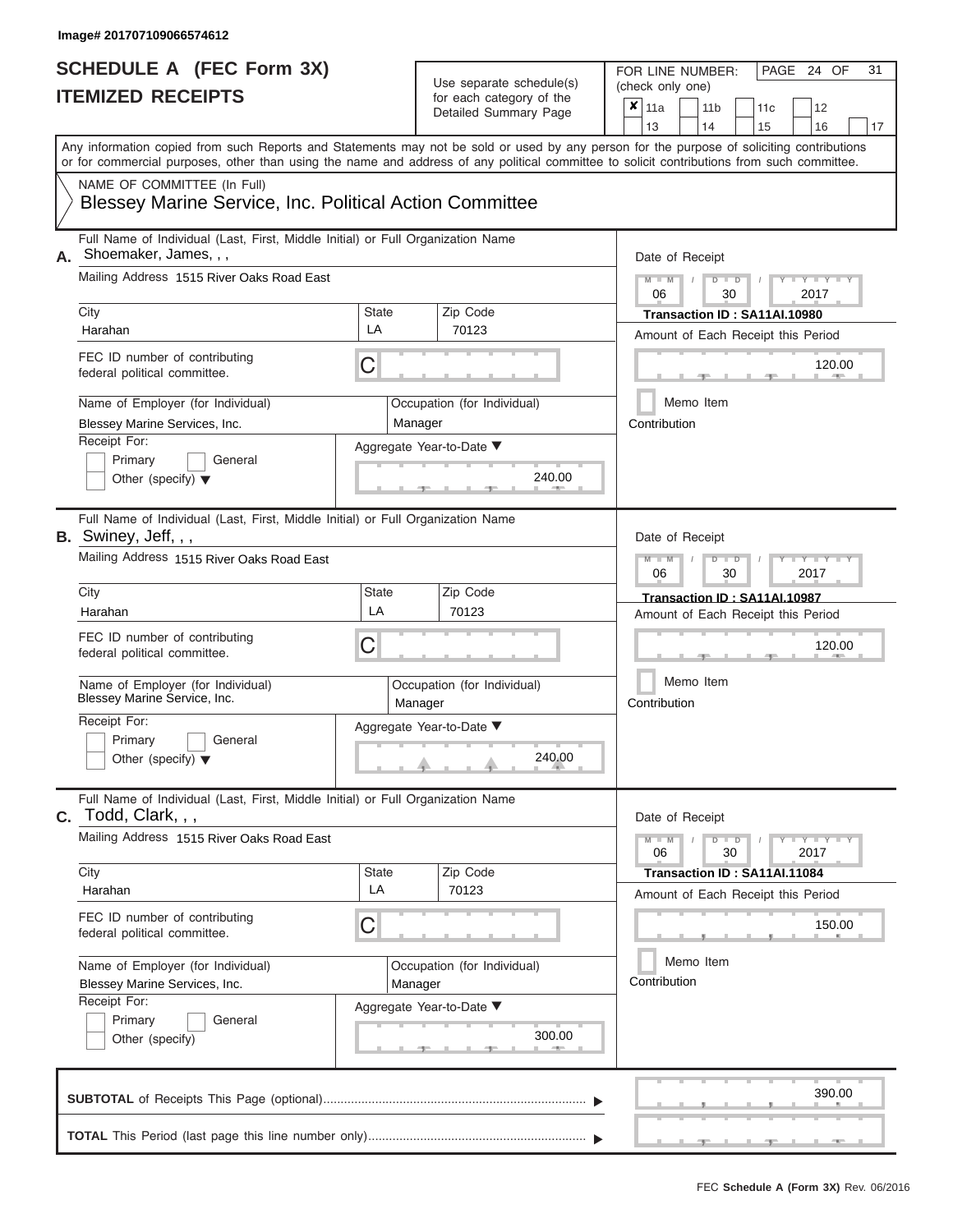Image# 201707109066574612

# SCHEDULE A (FEC Form 3X)
## ITEMIZED RECEIPTS

Use separate schedule(s) for each category of the Detailed Summary Page

FOR LINE NUMBER: (check only one)

- [x] 11a
- [ ] 11b
- [ ] 11c
- [ ] 12
- [ ] 13
- [ ] 14
- [ ] 15
- [ ] 16
- [ ] 17

PAGE 24 OF 31

Any information copied from such Reports and Statements may not be sold or used by any person for the purpose of soliciting contributions or for commercial purposes, other than using the name and address of any political committee to solicit contributions from such committee.

NAME OF COMMITTEE (In Full)
Blessey Marine Service, Inc. Political Action Committee

---

**A.** Full Name of Individual (Last, First, Middle Initial) or Full Organization Name: Shoemaker, James, , ,

Mailing Address: 1515 River Oaks Road East

City: Harahan | State: LA | Zip Code: 70123

FEC ID number of contributing federal political committee: C

Name of Employer (for Individual): Blessey Marine Services, Inc.

Occupation (for Individual): Manager

Receipt For: Primary / General / Other (specify)

Aggregate Year-to-Date: 240.00

Date of Receipt: 06 / 30 / 2017

Transaction ID : SA11AI.10980

Amount of Each Receipt this Period: 120.00

Memo Item

Contribution

---

**B.** Full Name of Individual (Last, First, Middle Initial) or Full Organization Name: Swiney, Jeff, , ,

Mailing Address: 1515 River Oaks Road East

City: Harahan | State: LA | Zip Code: 70123

FEC ID number of contributing federal political committee: C

Name of Employer (for Individual): Blessey Marine Service, Inc.

Occupation (for Individual): Manager

Receipt For: Primary / General / Other (specify)

Aggregate Year-to-Date: 240.00

Date of Receipt: 06 / 30 / 2017

Transaction ID : SA11AI.10987

Amount of Each Receipt this Period: 120.00

Memo Item

Contribution

---

**C.** Full Name of Individual (Last, First, Middle Initial) or Full Organization Name: Todd, Clark, , ,

Mailing Address: 1515 River Oaks Road East

City: Harahan | State: LA | Zip Code: 70123

FEC ID number of contributing federal political committee: C

Name of Employer (for Individual): Blessey Marine Services, Inc.

Occupation (for Individual): Manager

Receipt For: Primary / General / Other (specify)

Aggregate Year-to-Date: 300.00

Date of Receipt: 06 / 30 / 2017

Transaction ID : SA11AI.11084

Amount of Each Receipt this Period: 150.00

Memo Item

Contribution

---

**SUBTOTAL** of Receipts This Page (optional): 390.00

**TOTAL** This Period (last page this line number only):

FEC Schedule A (Form 3X) Rev. 06/2016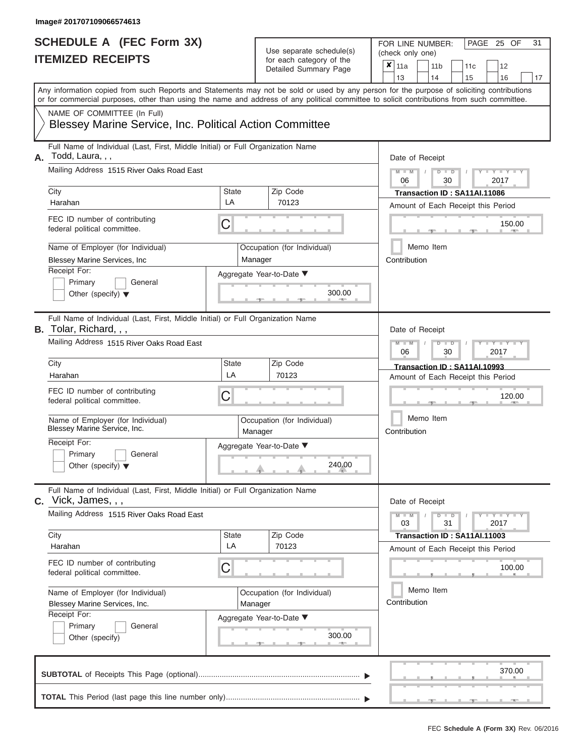Image# 201707109066574613

# SCHEDULE A (FEC Form 3X)
## ITEMIZED RECEIPTS

Use separate schedule(s) for each category of the Detailed Summary Page

FOR LINE NUMBER: (check only one)

- [x] 11a
- [ ] 11b
- [ ] 11c
- [ ] 12
- [ ] 13
- [ ] 14
- [ ] 15
- [ ] 16
- [ ] 17

PAGE 25 OF 31

Any information copied from such Reports and Statements may not be sold or used by any person for the purpose of soliciting contributions or for commercial purposes, other than using the name and address of any political committee to solicit contributions from such committee.

NAME OF COMMITTEE (In Full)

Blessey Marine Service, Inc. Political Action Committee

---

**A.** Full Name of Individual (Last, First, Middle Initial) or Full Organization Name: Todd, Laura, , ,

Mailing Address: 1515 River Oaks Road East

City: Harahan | State: LA | Zip Code: 70123

FEC ID number of contributing federal political committee: C

Name of Employer (for Individual): Blessey Marine Services, Inc

Occupation (for Individual): Manager

Receipt For: Primary / General / Other (specify)

Aggregate Year-to-Date: 300.00

Date of Receipt: 06 / 30 / 2017

Transaction ID : SA11AI.11086

Amount of Each Receipt this Period: 150.00

Memo Item

Contribution

---

**B.** Full Name of Individual (Last, First, Middle Initial) or Full Organization Name: Tolar, Richard, , ,

Mailing Address: 1515 River Oaks Road East

City: Harahan | State: LA | Zip Code: 70123

FEC ID number of contributing federal political committee: C

Name of Employer (for Individual): Blessey Marine Service, Inc.

Occupation (for Individual): Manager

Receipt For: Primary / General / Other (specify)

Aggregate Year-to-Date: 240.00

Date of Receipt: 06 / 30 / 2017

Transaction ID : SA11AI.10993

Amount of Each Receipt this Period: 120.00

Memo Item

Contribution

---

**C.** Full Name of Individual (Last, First, Middle Initial) or Full Organization Name: Vick, James, , ,

Mailing Address: 1515 River Oaks Road East

City: Harahan | State: LA | Zip Code: 70123

FEC ID number of contributing federal political committee: C

Name of Employer (for Individual): Blessey Marine Services, Inc.

Occupation (for Individual): Manager

Receipt For: Primary / General / Other (specify)

Aggregate Year-to-Date: 300.00

Date of Receipt: 03 / 31 / 2017

Transaction ID : SA11AI.11003

Amount of Each Receipt this Period: 100.00

Memo Item

Contribution

---

**SUBTOTAL** of Receipts This Page (optional): 370.00

**TOTAL** This Period (last page this line number only):

FEC **Schedule A (Form 3X)** Rev. 06/2016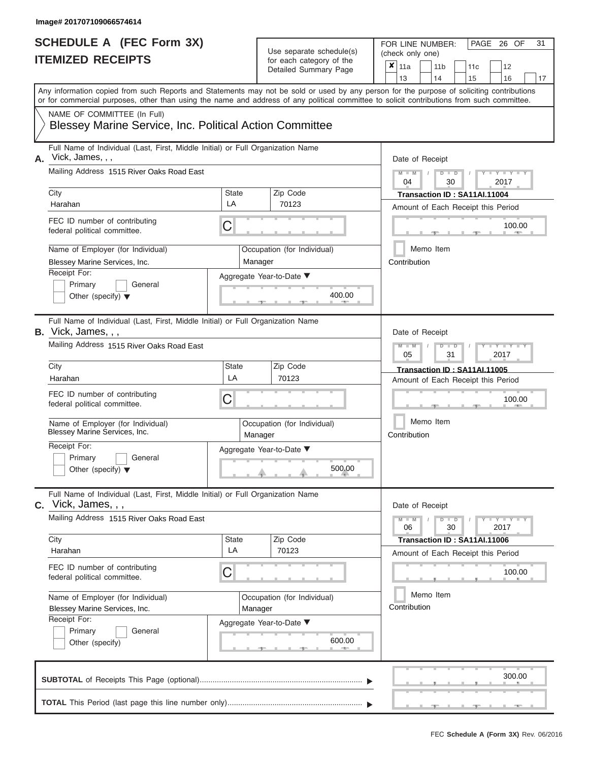Image# 201707109066574614

# SCHEDULE A (FEC Form 3X)
# ITEMIZED RECEIPTS

Use separate schedule(s) for each category of the Detailed Summary Page

FOR LINE NUMBER: (check only one)

- [x] 11a
- [ ] 11b
- [ ] 11c
- [ ] 12
- [ ] 13
- [ ] 14
- [ ] 15
- [ ] 16
- [ ] 17

Any information copied from such Reports and Statements may not be sold or used by any person for the purpose of soliciting contributions or for commercial purposes, other than using the name and address of any political committee to solicit contributions from such committee.

NAME OF COMMITTEE (In Full)
Blessey Marine Service, Inc. Political Action Committee

---

**A.** Full Name of Individual (Last, First, Middle Initial) or Full Organization Name: Vick, James, , ,

Mailing Address: 1515 River Oaks Road East

City: Harahan | State: LA | Zip Code: 70123

FEC ID number of contributing federal political committee: C

Name of Employer (for Individual): Blessey Marine Services, Inc.

Occupation (for Individual): Manager

Receipt For: Primary / General / Other (specify)

Aggregate Year-to-Date: 400.00

Date of Receipt: 04 / 30 / 2017

Transaction ID : SA11AI.11004

Amount of Each Receipt this Period: 100.00

Memo Item

Contribution

---

**B.** Full Name of Individual (Last, First, Middle Initial) or Full Organization Name: Vick, James, , ,

Mailing Address: 1515 River Oaks Road East

City: Harahan | State: LA | Zip Code: 70123

FEC ID number of contributing federal political committee: C

Name of Employer (for Individual): Blessey Marine Services, Inc.

Occupation (for Individual): Manager

Receipt For: Primary / General / Other (specify)

Aggregate Year-to-Date: 500.00

Date of Receipt: 05 / 31 / 2017

Transaction ID : SA11AI.11005

Amount of Each Receipt this Period: 100.00

Memo Item

Contribution

---

**C.** Full Name of Individual (Last, First, Middle Initial) or Full Organization Name: Vick, James, , ,

Mailing Address: 1515 River Oaks Road East

City: Harahan | State: LA | Zip Code: 70123

FEC ID number of contributing federal political committee: C

Name of Employer (for Individual): Blessey Marine Services, Inc.

Occupation (for Individual): Manager

Receipt For: Primary / General / Other (specify)

Aggregate Year-to-Date: 600.00

Date of Receipt: 06 / 30 / 2017

Transaction ID : SA11AI.11006

Amount of Each Receipt this Period: 100.00

Memo Item

Contribution

---

**SUBTOTAL** of Receipts This Page (optional): 300.00

**TOTAL** This Period (last page this line number only):

FEC Schedule A (Form 3X) Rev. 06/2016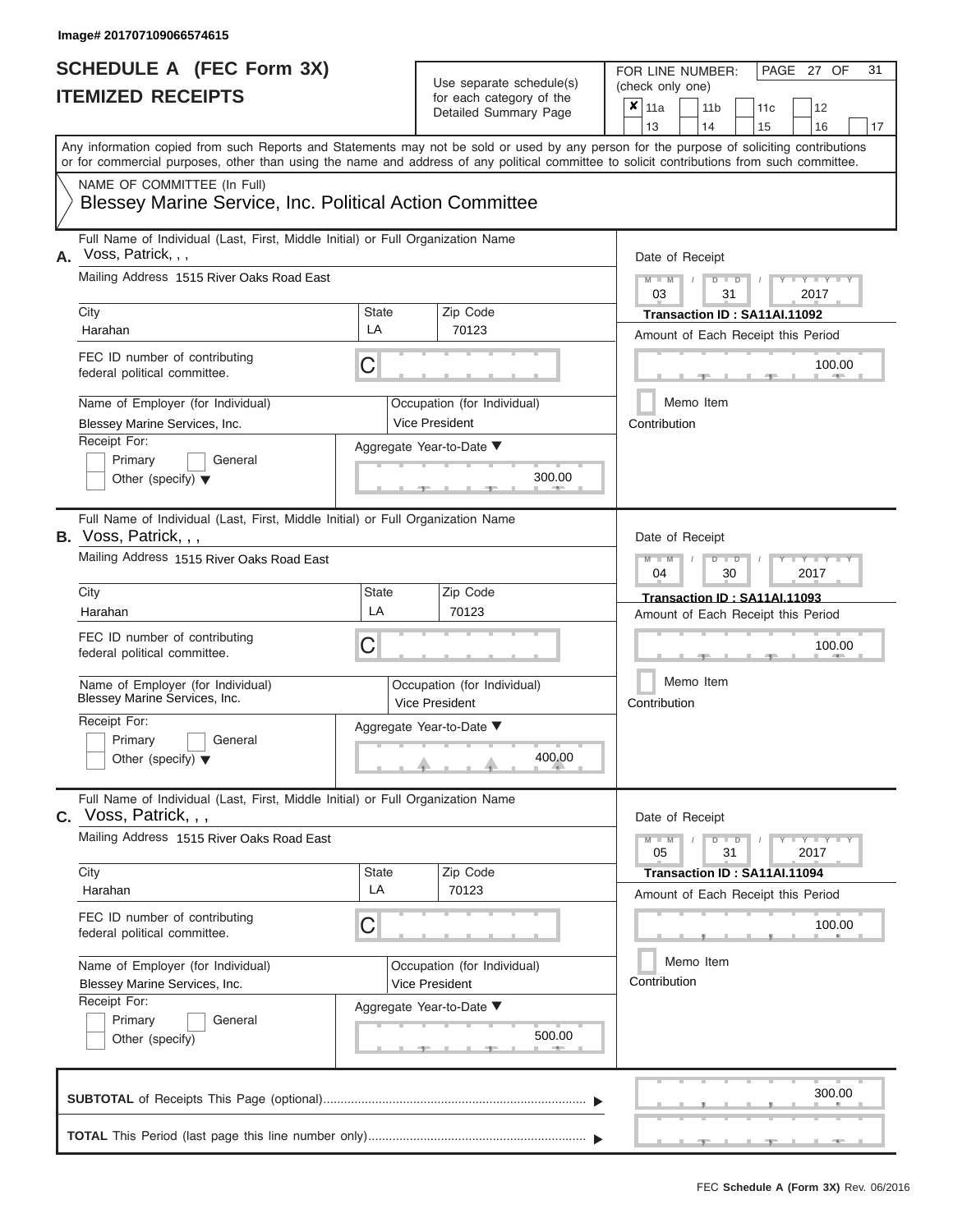Image# 201707109066574615

# SCHEDULE A (FEC Form 3X)
# ITEMIZED RECEIPTS

Use separate schedule(s) for each category of the Detailed Summary Page

FOR LINE NUMBER: (check only one)

- [x] 11a
- [ ] 11b
- [ ] 11c
- [ ] 12
- [ ] 13
- [ ] 14
- [ ] 15
- [ ] 16
- [ ] 17

Any information copied from such Reports and Statements may not be sold or used by any person for the purpose of soliciting contributions or for commercial purposes, other than using the name and address of any political committee to solicit contributions from such committee.

NAME OF COMMITTEE (In Full)

Blessey Marine Service, Inc. Political Action Committee

---

**A.** Full Name of Individual (Last, First, Middle Initial) or Full Organization Name: Voss, Patrick, , ,

Mailing Address: 1515 River Oaks Road East

| City | State | Zip Code |
|---|---|---|
| Harahan | LA | 70123 |

FEC ID number of contributing federal political committee: C

Name of Employer (for Individual): Blessey Marine Services, Inc.

Occupation (for Individual): Vice President

Receipt For: Primary / General / Other (specify)

Aggregate Year-to-Date: 300.00

Date of Receipt: 03 / 31 / 2017

Transaction ID : SA11AI.11092

Amount of Each Receipt this Period: 100.00

Memo Item

Contribution

---

**B.** Full Name of Individual (Last, First, Middle Initial) or Full Organization Name: Voss, Patrick, , ,

Mailing Address: 1515 River Oaks Road East

| City | State | Zip Code |
|---|---|---|
| Harahan | LA | 70123 |

FEC ID number of contributing federal political committee: C

Name of Employer (for Individual): Blessey Marine Services, Inc.

Occupation (for Individual): Vice President

Receipt For: Primary / General / Other (specify)

Aggregate Year-to-Date: 400.00

Date of Receipt: 04 / 30 / 2017

Transaction ID : SA11AI.11093

Amount of Each Receipt this Period: 100.00

Memo Item

Contribution

---

**C.** Full Name of Individual (Last, First, Middle Initial) or Full Organization Name: Voss, Patrick, , ,

Mailing Address: 1515 River Oaks Road East

| City | State | Zip Code |
|---|---|---|
| Harahan | LA | 70123 |

FEC ID number of contributing federal political committee: C

Name of Employer (for Individual): Blessey Marine Services, Inc.

Occupation (for Individual): Vice President

Receipt For: Primary / General / Other (specify)

Aggregate Year-to-Date: 500.00

Date of Receipt: 05 / 31 / 2017

Transaction ID : SA11AI.11094

Amount of Each Receipt this Period: 100.00

Memo Item

Contribution

---

**SUBTOTAL** of Receipts This Page (optional): 300.00

**TOTAL** This Period (last page this line number only):

FEC Schedule A (Form 3X) Rev. 06/2016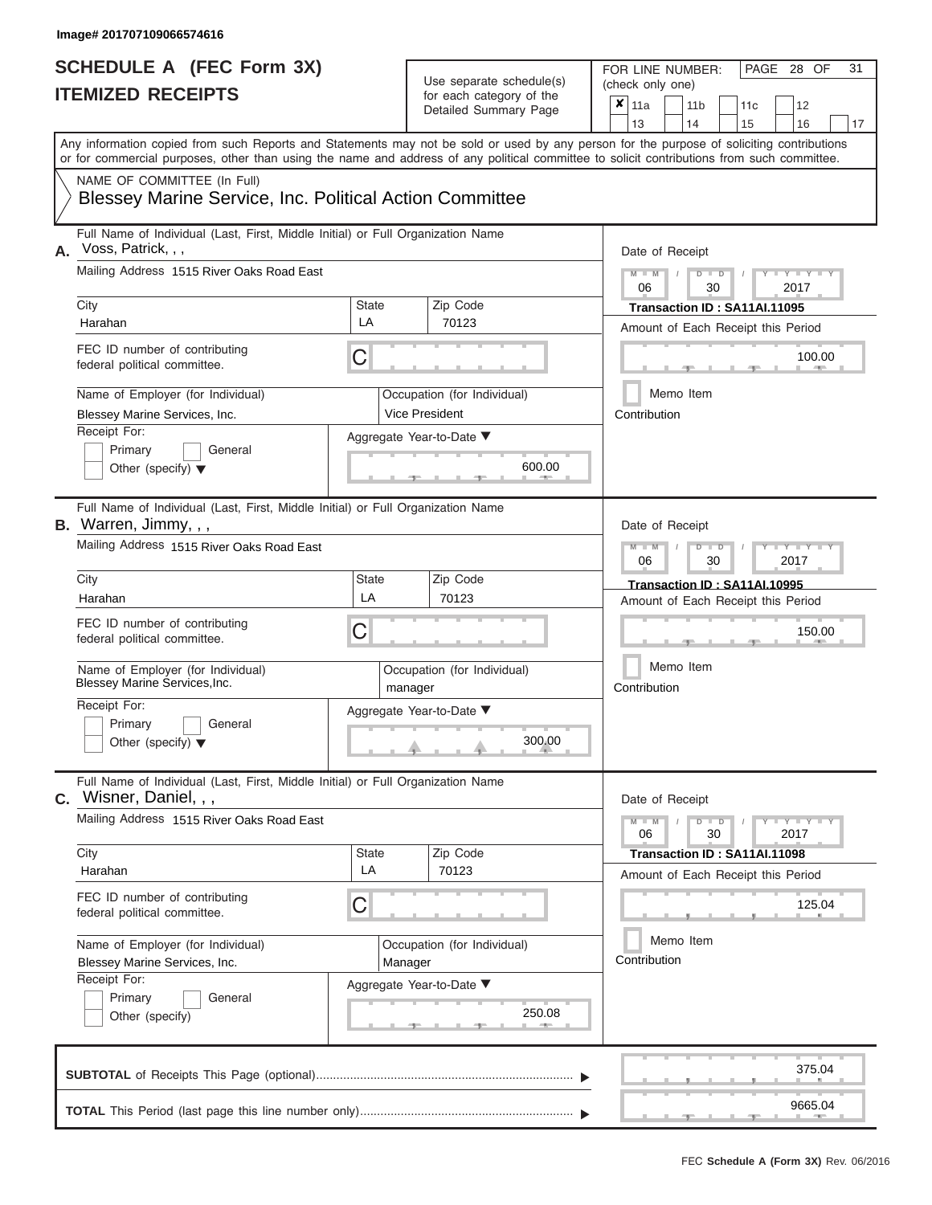Image# 201707109066574616

# SCHEDULE A (FEC Form 3X)
## ITEMIZED RECEIPTS

Use separate schedule(s) for each category of the Detailed Summary Page

FOR LINE NUMBER: (check only one)

- [x] 11a
- [ ] 11b
- [ ] 11c
- [ ] 12
- [ ] 13
- [ ] 14
- [ ] 15
- [ ] 16
- [ ] 17

Any information copied from such Reports and Statements may not be sold or used by any person for the purpose of soliciting contributions or for commercial purposes, other than using the name and address of any political committee to solicit contributions from such committee.

NAME OF COMMITTEE (In Full)
**Blessey Marine Service, Inc. Political Action Committee**

---

**A.** Full Name of Individual (Last, First, Middle Initial) or Full Organization Name: Voss, Patrick, , ,

Mailing Address: 1515 River Oaks Road East

City: Harahan | State: LA | Zip Code: 70123

FEC ID number of contributing federal political committee: C

Name of Employer (for Individual): Blessey Marine Services, Inc.

Occupation (for Individual): Vice President

Receipt For: Primary / General / Other (specify)

Aggregate Year-to-Date: 600.00

Date of Receipt: 06 / 30 / 2017

Transaction ID : SA11AI.11095

Amount of Each Receipt this Period: 100.00

Memo Item

Contribution

---

**B.** Full Name of Individual (Last, First, Middle Initial) or Full Organization Name: Warren, Jimmy, , ,

Mailing Address: 1515 River Oaks Road East

City: Harahan | State: LA | Zip Code: 70123

FEC ID number of contributing federal political committee: C

Name of Employer (for Individual): Blessey Marine Services,Inc.

Occupation (for Individual): manager

Receipt For: Primary / General / Other (specify)

Aggregate Year-to-Date: 300.00

Date of Receipt: 06 / 30 / 2017

Transaction ID : SA11AI.10995

Amount of Each Receipt this Period: 150.00

Memo Item

Contribution

---

**C.** Full Name of Individual (Last, First, Middle Initial) or Full Organization Name: Wisner, Daniel, , ,

Mailing Address: 1515 River Oaks Road East

City: Harahan | State: LA | Zip Code: 70123

FEC ID number of contributing federal political committee: C

Name of Employer (for Individual): Blessey Marine Services, Inc.

Occupation (for Individual): Manager

Receipt For: Primary / General / Other (specify)

Aggregate Year-to-Date: 250.08

Date of Receipt: 06 / 30 / 2017

Transaction ID : SA11AI.11098

Amount of Each Receipt this Period: 125.04

Memo Item

Contribution

---

**SUBTOTAL** of Receipts This Page (optional): 375.04

**TOTAL** This Period (last page this line number only): 9665.04

FEC Schedule A (Form 3X) Rev. 06/2016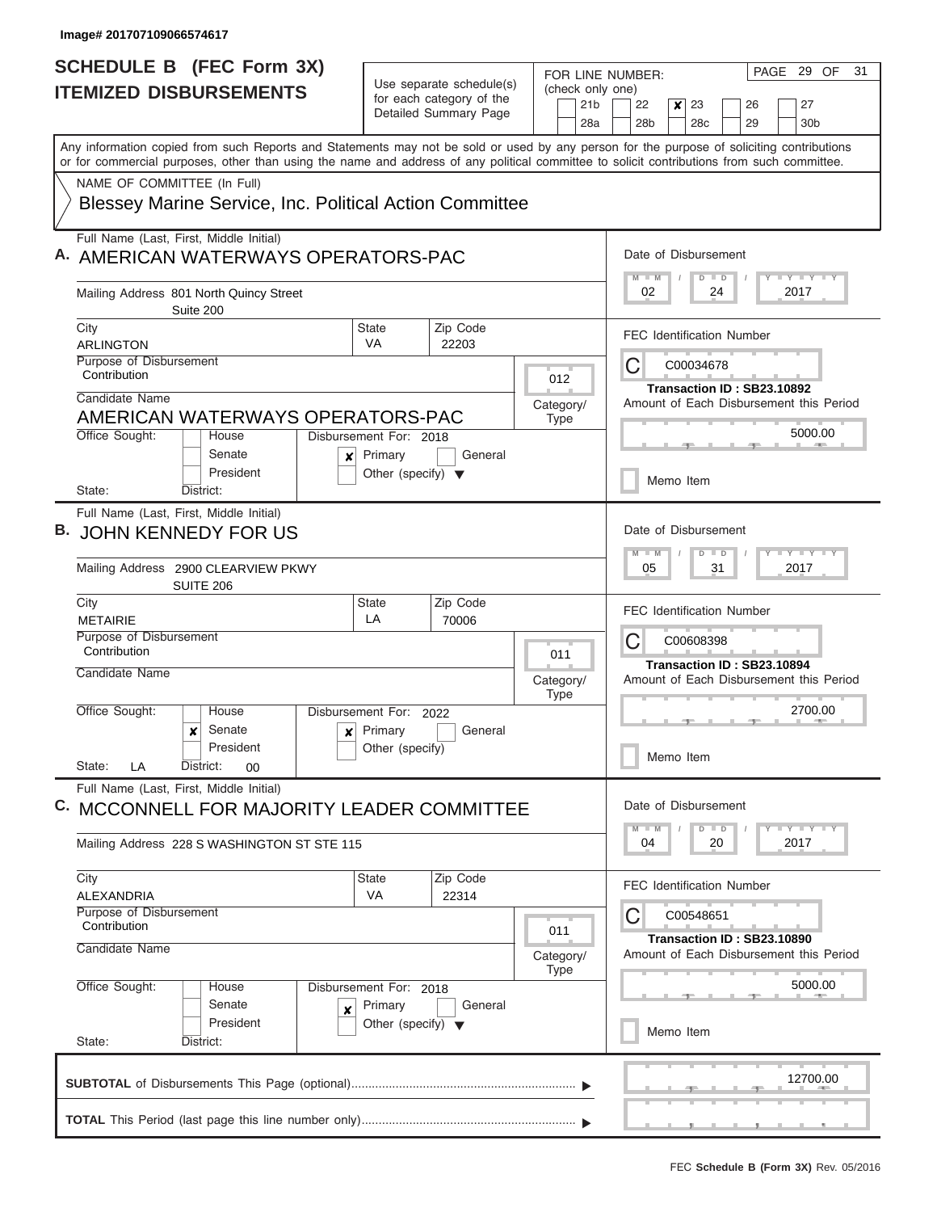Image# 201707109066574617

# SCHEDULE B (FEC Form 3X)
## ITEMIZED DISBURSEMENTS

Use separate schedule(s) for each category of the Detailed Summary Page

FOR LINE NUMBER: (check only one)
21b | 22 | [x] 23 | 26 | 27
28a | 28b | 28c | 29 | 30b

PAGE 29 OF 31

Any information copied from such Reports and Statements may not be sold or used by any person for the purpose of soliciting contributions or for commercial purposes, other than using the name and address of any political committee to solicit contributions from such committee.

NAME OF COMMITTEE (In Full)
Blessey Marine Service, Inc. Political Action Committee

---

**A.** Full Name (Last, First, Middle Initial): AMERICAN WATERWAYS OPERATORS-PAC

Mailing Address: 801 North Quincy Street, Suite 200

City: ARLINGTON | State: VA | Zip Code: 22203

Purpose of Disbursement: Contribution

Category/Type: 012

Candidate Name: AMERICAN WATERWAYS OPERATORS-PAC

Office Sought: House / Senate / President

Disbursement For: 2018 — [x] Primary / General / Other (specify)

State: | District:

Date of Disbursement: 02 / 24 / 2017

FEC Identification Number: C00034678

Transaction ID : SB23.10892

Amount of Each Disbursement this Period: 5000.00

Memo Item

---

**B.** Full Name (Last, First, Middle Initial): JOHN KENNEDY FOR US

Mailing Address: 2900 CLEARVIEW PKWY, SUITE 206

City: METAIRIE | State: LA | Zip Code: 70006

Purpose of Disbursement: Contribution

Category/Type: 011

Candidate Name:

Office Sought: House / [x] Senate / President

Disbursement For: 2022 — [x] Primary / General / Other (specify)

State: LA | District: 00

Date of Disbursement: 05 / 31 / 2017

FEC Identification Number: C00608398

Transaction ID : SB23.10894

Amount of Each Disbursement this Period: 2700.00

Memo Item

---

**C.** Full Name (Last, First, Middle Initial): MCCONNELL FOR MAJORITY LEADER COMMITTEE

Mailing Address: 228 S WASHINGTON ST STE 115

City: ALEXANDRIA | State: VA | Zip Code: 22314

Purpose of Disbursement: Contribution

Category/Type: 011

Candidate Name:

Office Sought: House / Senate / President

Disbursement For: 2018 — [x] Primary / General / Other (specify)

State: | District:

Date of Disbursement: 04 / 20 / 2017

FEC Identification Number: C00548651

Transaction ID : SB23.10890

Amount of Each Disbursement this Period: 5000.00

Memo Item

---

**SUBTOTAL** of Disbursements This Page (optional): 12700.00

**TOTAL** This Period (last page this line number only):

FEC **Schedule B (Form 3X)** Rev. 05/2016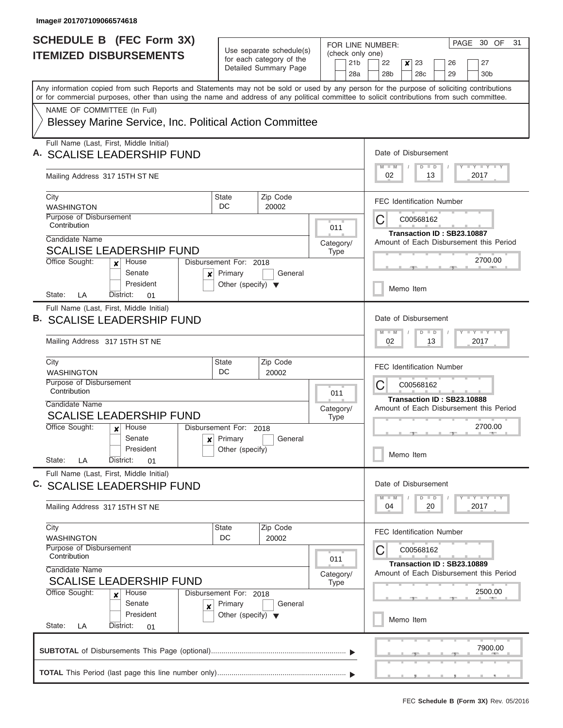Image# 201707109066574618

# SCHEDULE B (FEC Form 3X)
## ITEMIZED DISBURSEMENTS

Use separate schedule(s) for each category of the Detailed Summary Page

FOR LINE NUMBER: (check only one)

- [ ] 21b
- [ ] 22
- [x] 23
- [ ] 26
- [ ] 27
- [ ] 28a
- [ ] 28b
- [ ] 28c
- [ ] 29
- [ ] 30b

PAGE 30 OF 31

Any information copied from such Reports and Statements may not be sold or used by any person for the purpose of soliciting contributions or for commercial purposes, other than using the name and address of any political committee to solicit contributions from such committee.

NAME OF COMMITTEE (In Full)

Blessey Marine Service, Inc. Political Action Committee

---

**A.** Full Name (Last, First, Middle Initial): SCALISE LEADERSHIP FUND

Mailing Address: 317 15TH ST NE

City: WASHINGTON | State: DC | Zip Code: 20002

Purpose of Disbursement: Contribution

Category/Type: 011

Candidate Name: SCALISE LEADERSHIP FUND

Office Sought: [x] House [ ] Senate [ ] President

State: LA District: 01

Disbursement For: 2018 [x] Primary [ ] General [ ] Other (specify)

Date of Disbursement: 02 / 13 / 2017

FEC Identification Number: C00568162

Transaction ID : SB23.10887

Amount of Each Disbursement this Period: 2700.00

[ ] Memo Item

---

**B.** Full Name (Last, First, Middle Initial): SCALISE LEADERSHIP FUND

Mailing Address: 317 15TH ST NE

City: WASHINGTON | State: DC | Zip Code: 20002

Purpose of Disbursement: Contribution

Category/Type: 011

Candidate Name: SCALISE LEADERSHIP FUND

Office Sought: [x] House [ ] Senate [ ] President

State: LA District: 01

Disbursement For: 2018 [x] Primary [ ] General [ ] Other (specify)

Date of Disbursement: 02 / 13 / 2017

FEC Identification Number: C00568162

Transaction ID : SB23.10888

Amount of Each Disbursement this Period: 2700.00

[ ] Memo Item

---

**C.** Full Name (Last, First, Middle Initial): SCALISE LEADERSHIP FUND

Mailing Address: 317 15TH ST NE

City: WASHINGTON | State: DC | Zip Code: 20002

Purpose of Disbursement: Contribution

Category/Type: 011

Candidate Name: SCALISE LEADERSHIP FUND

Office Sought: [x] House [ ] Senate [ ] President

State: LA District: 01

Disbursement For: 2018 [x] Primary [ ] General [ ] Other (specify)

Date of Disbursement: 04 / 20 / 2017

FEC Identification Number: C00568162

Transaction ID : SB23.10889

Amount of Each Disbursement this Period: 2500.00

[ ] Memo Item

---

**SUBTOTAL** of Disbursements This Page (optional): 7900.00

**TOTAL** This Period (last page this line number only):

FEC **Schedule B (Form 3X)** Rev. 05/2016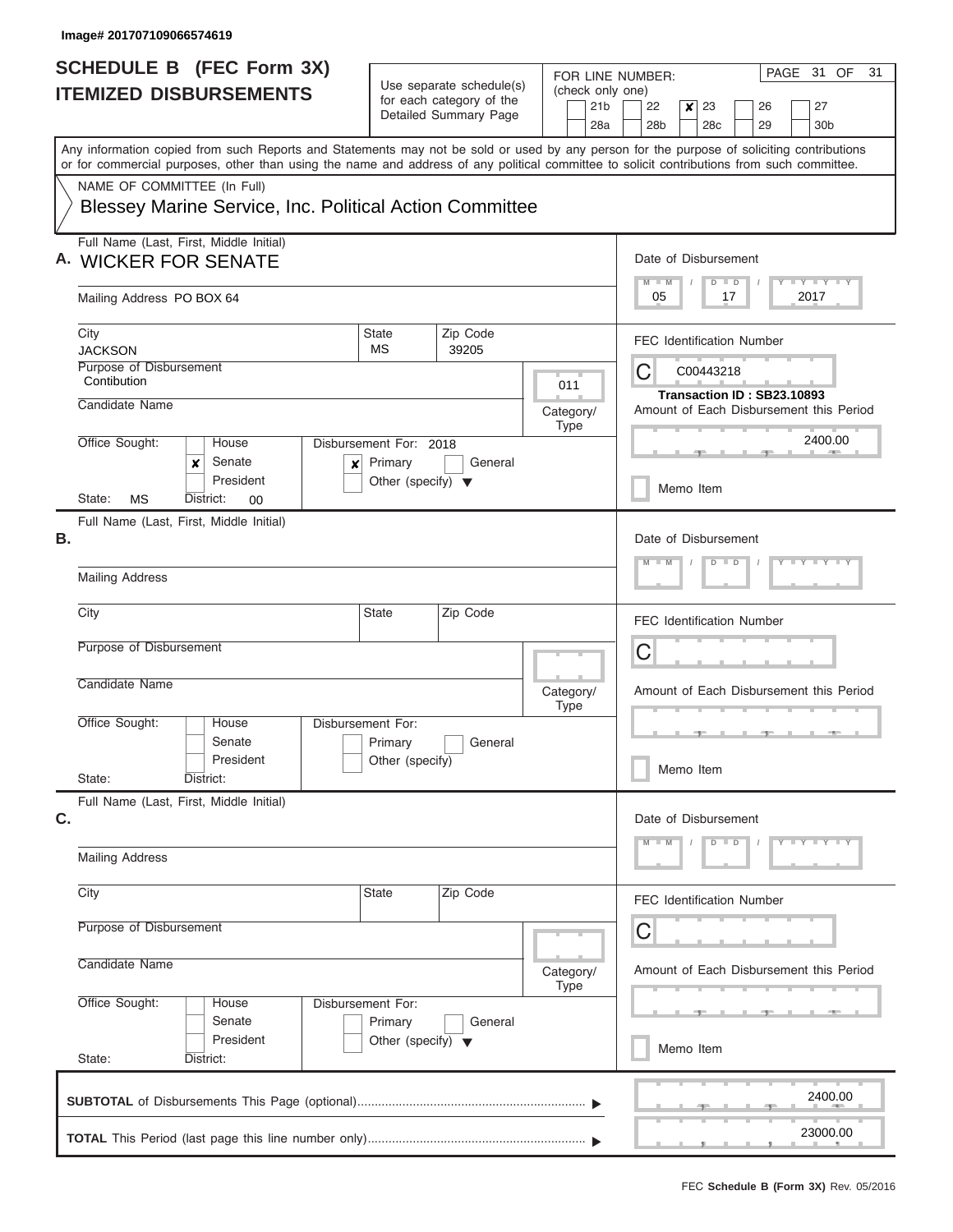Image# 201707109066574619

# SCHEDULE B (FEC Form 3X)
## ITEMIZED DISBURSEMENTS

Use separate schedule(s) for each category of the Detailed Summary Page

FOR LINE NUMBER: (check only one)

- [ ] 21b
- [ ] 22
- [x] 23
- [ ] 26
- [ ] 27
- [ ] 28a
- [ ] 28b
- [ ] 28c
- [ ] 29
- [ ] 30b

PAGE 31 OF 31

Any information copied from such Reports and Statements may not be sold or used by any person for the purpose of soliciting contributions or for commercial purposes, other than using the name and address of any political committee to solicit contributions from such committee.

NAME OF COMMITTEE (In Full)

Blessey Marine Service, Inc. Political Action Committee

**A.** Full Name (Last, First, Middle Initial): WICKER FOR SENATE

Mailing Address: PO BOX 64

City: JACKSON | State: MS | Zip Code: 39205

Purpose of Disbursement: Contibution

Category/Type: 011

Candidate Name:

Office Sought: [ ] House [x] Senate [ ] President

State: MS District: 00

Disbursement For: 2018 [x] Primary [ ] General [ ] Other (specify)

Date of Disbursement: 05 / 17 / 2017

FEC Identification Number: C00443218

Transaction ID : SB23.10893

Amount of Each Disbursement this Period: 2400.00

[ ] Memo Item

**B.** Full Name (Last, First, Middle Initial):

Mailing Address

City | State | Zip Code

Purpose of Disbursement

Candidate Name

Category/Type

Office Sought: [ ] House [ ] Senate [ ] President

State: District:

Disbursement For: [ ] Primary [ ] General [ ] Other (specify)

Date of Disbursement

FEC Identification Number: C

Amount of Each Disbursement this Period

[ ] Memo Item

**C.** Full Name (Last, First, Middle Initial):

Mailing Address

City | State | Zip Code

Purpose of Disbursement

Candidate Name

Category/Type

Office Sought: [ ] House [ ] Senate [ ] President

State: District:

Disbursement For: [ ] Primary [ ] General [ ] Other (specify)

Date of Disbursement

FEC Identification Number: C

Amount of Each Disbursement this Period

[ ] Memo Item

**SUBTOTAL** of Disbursements This Page (optional): 2400.00

**TOTAL** This Period (last page this line number only): 23000.00

FEC **Schedule B (Form 3X)** Rev. 05/2016